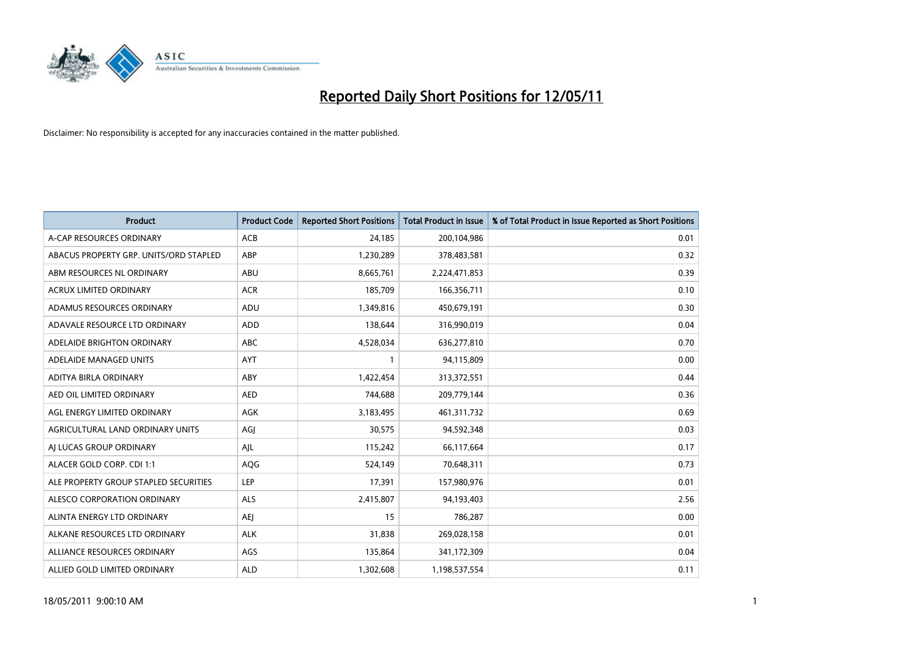# Reported Daily Short Positions for 12/05/11

Disclaimer: No responsibility is accepted for any inaccuracies contained in the matter published.

| Product | Product Code | Reported Short Positions | Total Product in Issue | % of Total Product in Issue Reported as Short Positions |
| --- | --- | --- | --- | --- |
| A-CAP RESOURCES ORDINARY | ACB | 24,185 | 200,104,986 | 0.01 |
| ABACUS PROPERTY GRP. UNITS/ORD STAPLED | ABP | 1,230,289 | 378,483,581 | 0.32 |
| ABM RESOURCES NL ORDINARY | ABU | 8,665,761 | 2,224,471,853 | 0.39 |
| ACRUX LIMITED ORDINARY | ACR | 185,709 | 166,356,711 | 0.10 |
| ADAMUS RESOURCES ORDINARY | ADU | 1,349,816 | 450,679,191 | 0.30 |
| ADAVALE RESOURCE LTD ORDINARY | ADD | 138,644 | 316,990,019 | 0.04 |
| ADELAIDE BRIGHTON ORDINARY | ABC | 4,528,034 | 636,277,810 | 0.70 |
| ADELAIDE MANAGED UNITS | AYT | 1 | 94,115,809 | 0.00 |
| ADITYA BIRLA ORDINARY | ABY | 1,422,454 | 313,372,551 | 0.44 |
| AED OIL LIMITED ORDINARY | AED | 744,688 | 209,779,144 | 0.36 |
| AGL ENERGY LIMITED ORDINARY | AGK | 3,183,495 | 461,311,732 | 0.69 |
| AGRICULTURAL LAND ORDINARY UNITS | AGJ | 30,575 | 94,592,348 | 0.03 |
| AJ LUCAS GROUP ORDINARY | AJL | 115,242 | 66,117,664 | 0.17 |
| ALACER GOLD CORP. CDI 1:1 | AQG | 524,149 | 70,648,311 | 0.73 |
| ALE PROPERTY GROUP STAPLED SECURITIES | LEP | 17,391 | 157,980,976 | 0.01 |
| ALESCO CORPORATION ORDINARY | ALS | 2,415,807 | 94,193,403 | 2.56 |
| ALINTA ENERGY LTD ORDINARY | AEJ | 15 | 786,287 | 0.00 |
| ALKANE RESOURCES LTD ORDINARY | ALK | 31,838 | 269,028,158 | 0.01 |
| ALLIANCE RESOURCES ORDINARY | AGS | 135,864 | 341,172,309 | 0.04 |
| ALLIED GOLD LIMITED ORDINARY | ALD | 1,302,608 | 1,198,537,554 | 0.11 |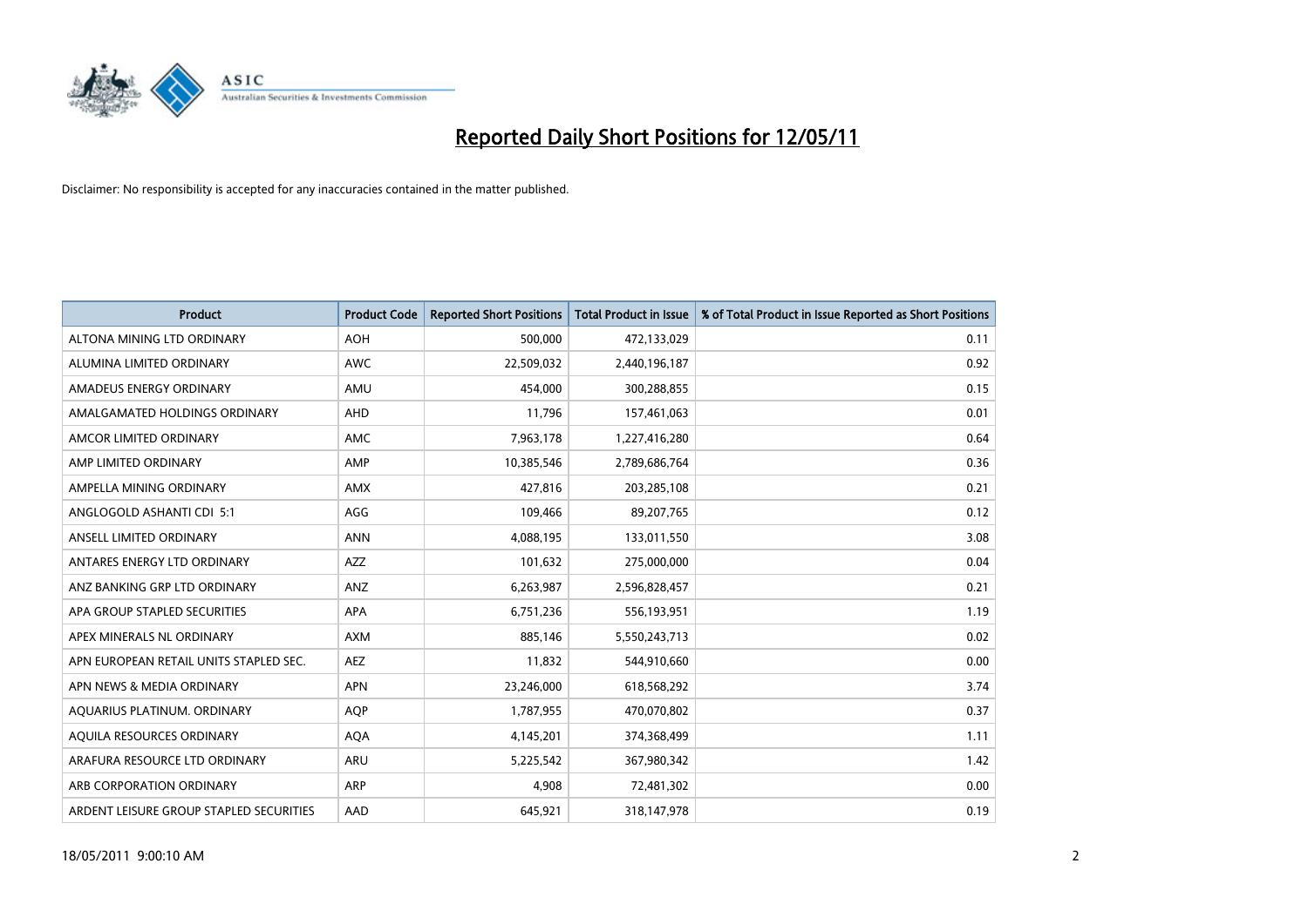# Reported Daily Short Positions for 12/05/11

Disclaimer: No responsibility is accepted for any inaccuracies contained in the matter published.

| Product | Product Code | Reported Short Positions | Total Product in Issue | % of Total Product in Issue Reported as Short Positions |
| --- | --- | --- | --- | --- |
| ALTONA MINING LTD ORDINARY | AOH | 500,000 | 472,133,029 | 0.11 |
| ALUMINA LIMITED ORDINARY | AWC | 22,509,032 | 2,440,196,187 | 0.92 |
| AMADEUS ENERGY ORDINARY | AMU | 454,000 | 300,288,855 | 0.15 |
| AMALGAMATED HOLDINGS ORDINARY | AHD | 11,796 | 157,461,063 | 0.01 |
| AMCOR LIMITED ORDINARY | AMC | 7,963,178 | 1,227,416,280 | 0.64 |
| AMP LIMITED ORDINARY | AMP | 10,385,546 | 2,789,686,764 | 0.36 |
| AMPELLA MINING ORDINARY | AMX | 427,816 | 203,285,108 | 0.21 |
| ANGLOGOLD ASHANTI CDI 5:1 | AGG | 109,466 | 89,207,765 | 0.12 |
| ANSELL LIMITED ORDINARY | ANN | 4,088,195 | 133,011,550 | 3.08 |
| ANTARES ENERGY LTD ORDINARY | AZZ | 101,632 | 275,000,000 | 0.04 |
| ANZ BANKING GRP LTD ORDINARY | ANZ | 6,263,987 | 2,596,828,457 | 0.21 |
| APA GROUP STAPLED SECURITIES | APA | 6,751,236 | 556,193,951 | 1.19 |
| APEX MINERALS NL ORDINARY | AXM | 885,146 | 5,550,243,713 | 0.02 |
| APN EUROPEAN RETAIL UNITS STAPLED SEC. | AEZ | 11,832 | 544,910,660 | 0.00 |
| APN NEWS & MEDIA ORDINARY | APN | 23,246,000 | 618,568,292 | 3.74 |
| AQUARIUS PLATINUM. ORDINARY | AQP | 1,787,955 | 470,070,802 | 0.37 |
| AQUILA RESOURCES ORDINARY | AQA | 4,145,201 | 374,368,499 | 1.11 |
| ARAFURA RESOURCE LTD ORDINARY | ARU | 5,225,542 | 367,980,342 | 1.42 |
| ARB CORPORATION ORDINARY | ARP | 4,908 | 72,481,302 | 0.00 |
| ARDENT LEISURE GROUP STAPLED SECURITIES | AAD | 645,921 | 318,147,978 | 0.19 |

18/05/2011 9:00:10 AM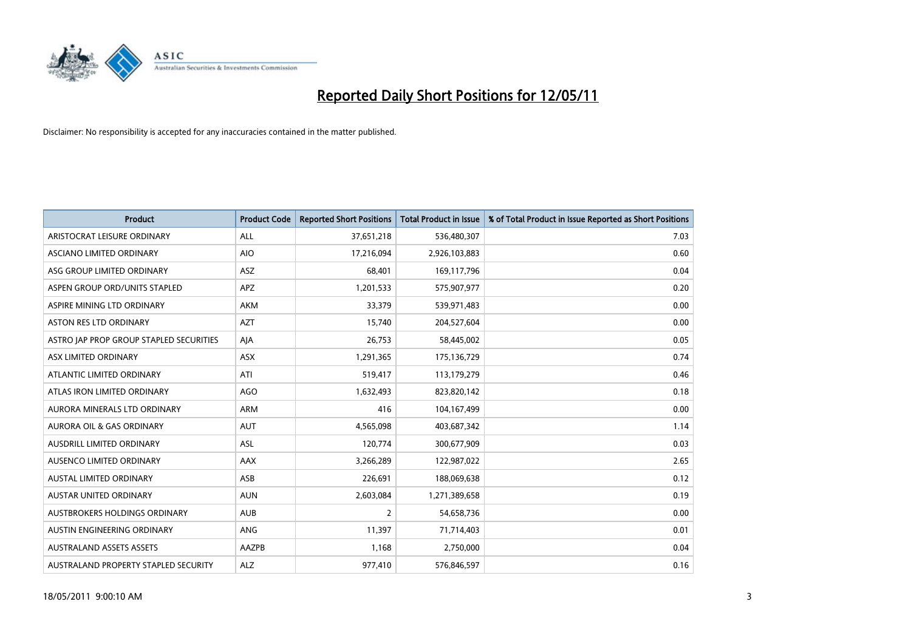# Reported Daily Short Positions for 12/05/11

Disclaimer: No responsibility is accepted for any inaccuracies contained in the matter published.

| Product | Product Code | Reported Short Positions | Total Product in Issue | % of Total Product in Issue Reported as Short Positions |
|---|---|---|---|---|
| ARISTOCRAT LEISURE ORDINARY | ALL | 37,651,218 | 536,480,307 | 7.03 |
| ASCIANO LIMITED ORDINARY | AIO | 17,216,094 | 2,926,103,883 | 0.60 |
| ASG GROUP LIMITED ORDINARY | ASZ | 68,401 | 169,117,796 | 0.04 |
| ASPEN GROUP ORD/UNITS STAPLED | APZ | 1,201,533 | 575,907,977 | 0.20 |
| ASPIRE MINING LTD ORDINARY | AKM | 33,379 | 539,971,483 | 0.00 |
| ASTON RES LTD ORDINARY | AZT | 15,740 | 204,527,604 | 0.00 |
| ASTRO JAP PROP GROUP STAPLED SECURITIES | AJA | 26,753 | 58,445,002 | 0.05 |
| ASX LIMITED ORDINARY | ASX | 1,291,365 | 175,136,729 | 0.74 |
| ATLANTIC LIMITED ORDINARY | ATI | 519,417 | 113,179,279 | 0.46 |
| ATLAS IRON LIMITED ORDINARY | AGO | 1,632,493 | 823,820,142 | 0.18 |
| AURORA MINERALS LTD ORDINARY | ARM | 416 | 104,167,499 | 0.00 |
| AURORA OIL & GAS ORDINARY | AUT | 4,565,098 | 403,687,342 | 1.14 |
| AUSDRILL LIMITED ORDINARY | ASL | 120,774 | 300,677,909 | 0.03 |
| AUSENCO LIMITED ORDINARY | AAX | 3,266,289 | 122,987,022 | 2.65 |
| AUSTAL LIMITED ORDINARY | ASB | 226,691 | 188,069,638 | 0.12 |
| AUSTAR UNITED ORDINARY | AUN | 2,603,084 | 1,271,389,658 | 0.19 |
| AUSTBROKERS HOLDINGS ORDINARY | AUB | 2 | 54,658,736 | 0.00 |
| AUSTIN ENGINEERING ORDINARY | ANG | 11,397 | 71,714,403 | 0.01 |
| AUSTRALAND ASSETS ASSETS | AAZPB | 1,168 | 2,750,000 | 0.04 |
| AUSTRALAND PROPERTY STAPLED SECURITY | ALZ | 977,410 | 576,846,597 | 0.16 |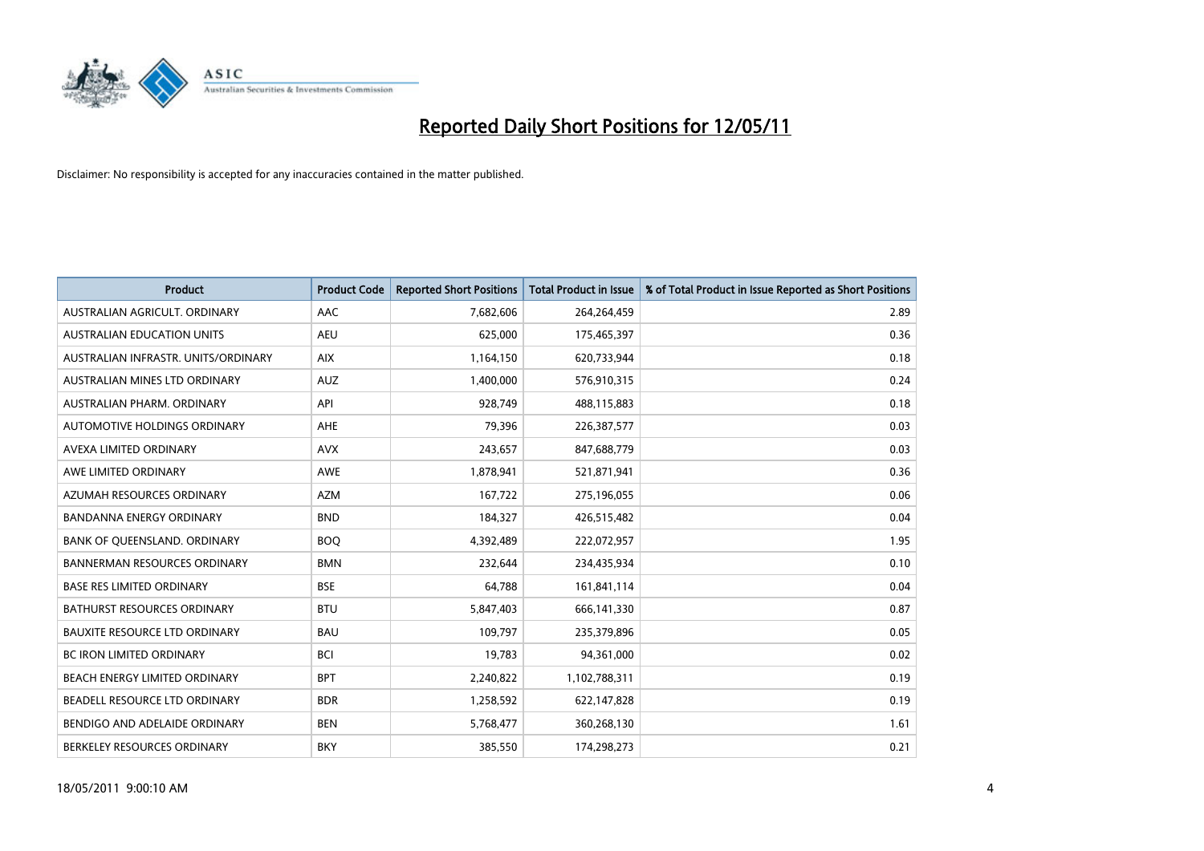# Reported Daily Short Positions for 12/05/11

Disclaimer: No responsibility is accepted for any inaccuracies contained in the matter published.

| Product | Product Code | Reported Short Positions | Total Product in Issue | % of Total Product in Issue Reported as Short Positions |
|---|---|---|---|---|
| AUSTRALIAN AGRICULT. ORDINARY | AAC | 7,682,606 | 264,264,459 | 2.89 |
| AUSTRALIAN EDUCATION UNITS | AEU | 625,000 | 175,465,397 | 0.36 |
| AUSTRALIAN INFRASTR. UNITS/ORDINARY | AIX | 1,164,150 | 620,733,944 | 0.18 |
| AUSTRALIAN MINES LTD ORDINARY | AUZ | 1,400,000 | 576,910,315 | 0.24 |
| AUSTRALIAN PHARM. ORDINARY | API | 928,749 | 488,115,883 | 0.18 |
| AUTOMOTIVE HOLDINGS ORDINARY | AHE | 79,396 | 226,387,577 | 0.03 |
| AVEXA LIMITED ORDINARY | AVX | 243,657 | 847,688,779 | 0.03 |
| AWE LIMITED ORDINARY | AWE | 1,878,941 | 521,871,941 | 0.36 |
| AZUMAH RESOURCES ORDINARY | AZM | 167,722 | 275,196,055 | 0.06 |
| BANDANNA ENERGY ORDINARY | BND | 184,327 | 426,515,482 | 0.04 |
| BANK OF QUEENSLAND. ORDINARY | BOQ | 4,392,489 | 222,072,957 | 1.95 |
| BANNERMAN RESOURCES ORDINARY | BMN | 232,644 | 234,435,934 | 0.10 |
| BASE RES LIMITED ORDINARY | BSE | 64,788 | 161,841,114 | 0.04 |
| BATHURST RESOURCES ORDINARY | BTU | 5,847,403 | 666,141,330 | 0.87 |
| BAUXITE RESOURCE LTD ORDINARY | BAU | 109,797 | 235,379,896 | 0.05 |
| BC IRON LIMITED ORDINARY | BCI | 19,783 | 94,361,000 | 0.02 |
| BEACH ENERGY LIMITED ORDINARY | BPT | 2,240,822 | 1,102,788,311 | 0.19 |
| BEADELL RESOURCE LTD ORDINARY | BDR | 1,258,592 | 622,147,828 | 0.19 |
| BENDIGO AND ADELAIDE ORDINARY | BEN | 5,768,477 | 360,268,130 | 1.61 |
| BERKELEY RESOURCES ORDINARY | BKY | 385,550 | 174,298,273 | 0.21 |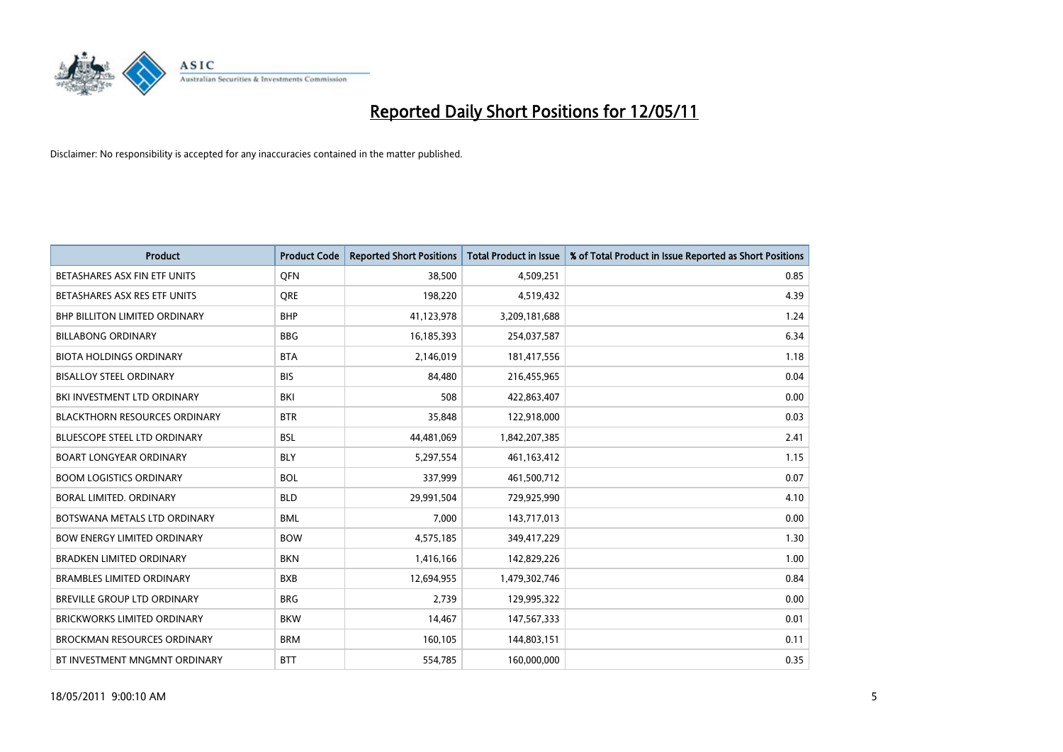# Reported Daily Short Positions for 12/05/11

Disclaimer: No responsibility is accepted for any inaccuracies contained in the matter published.

| Product | Product Code | Reported Short Positions | Total Product in Issue | % of Total Product in Issue Reported as Short Positions |
|---|---|---|---|---|
| BETASHARES ASX FIN ETF UNITS | QFN | 38,500 | 4,509,251 | 0.85 |
| BETASHARES ASX RES ETF UNITS | QRE | 198,220 | 4,519,432 | 4.39 |
| BHP BILLITON LIMITED ORDINARY | BHP | 41,123,978 | 3,209,181,688 | 1.24 |
| BILLABONG ORDINARY | BBG | 16,185,393 | 254,037,587 | 6.34 |
| BIOTA HOLDINGS ORDINARY | BTA | 2,146,019 | 181,417,556 | 1.18 |
| BISALLOY STEEL ORDINARY | BIS | 84,480 | 216,455,965 | 0.04 |
| BKI INVESTMENT LTD ORDINARY | BKI | 508 | 422,863,407 | 0.00 |
| BLACKTHORN RESOURCES ORDINARY | BTR | 35,848 | 122,918,000 | 0.03 |
| BLUESCOPE STEEL LTD ORDINARY | BSL | 44,481,069 | 1,842,207,385 | 2.41 |
| BOART LONGYEAR ORDINARY | BLY | 5,297,554 | 461,163,412 | 1.15 |
| BOOM LOGISTICS ORDINARY | BOL | 337,999 | 461,500,712 | 0.07 |
| BORAL LIMITED. ORDINARY | BLD | 29,991,504 | 729,925,990 | 4.10 |
| BOTSWANA METALS LTD ORDINARY | BML | 7,000 | 143,717,013 | 0.00 |
| BOW ENERGY LIMITED ORDINARY | BOW | 4,575,185 | 349,417,229 | 1.30 |
| BRADKEN LIMITED ORDINARY | BKN | 1,416,166 | 142,829,226 | 1.00 |
| BRAMBLES LIMITED ORDINARY | BXB | 12,694,955 | 1,479,302,746 | 0.84 |
| BREVILLE GROUP LTD ORDINARY | BRG | 2,739 | 129,995,322 | 0.00 |
| BRICKWORKS LIMITED ORDINARY | BKW | 14,467 | 147,567,333 | 0.01 |
| BROCKMAN RESOURCES ORDINARY | BRM | 160,105 | 144,803,151 | 0.11 |
| BT INVESTMENT MNGMNT ORDINARY | BTT | 554,785 | 160,000,000 | 0.35 |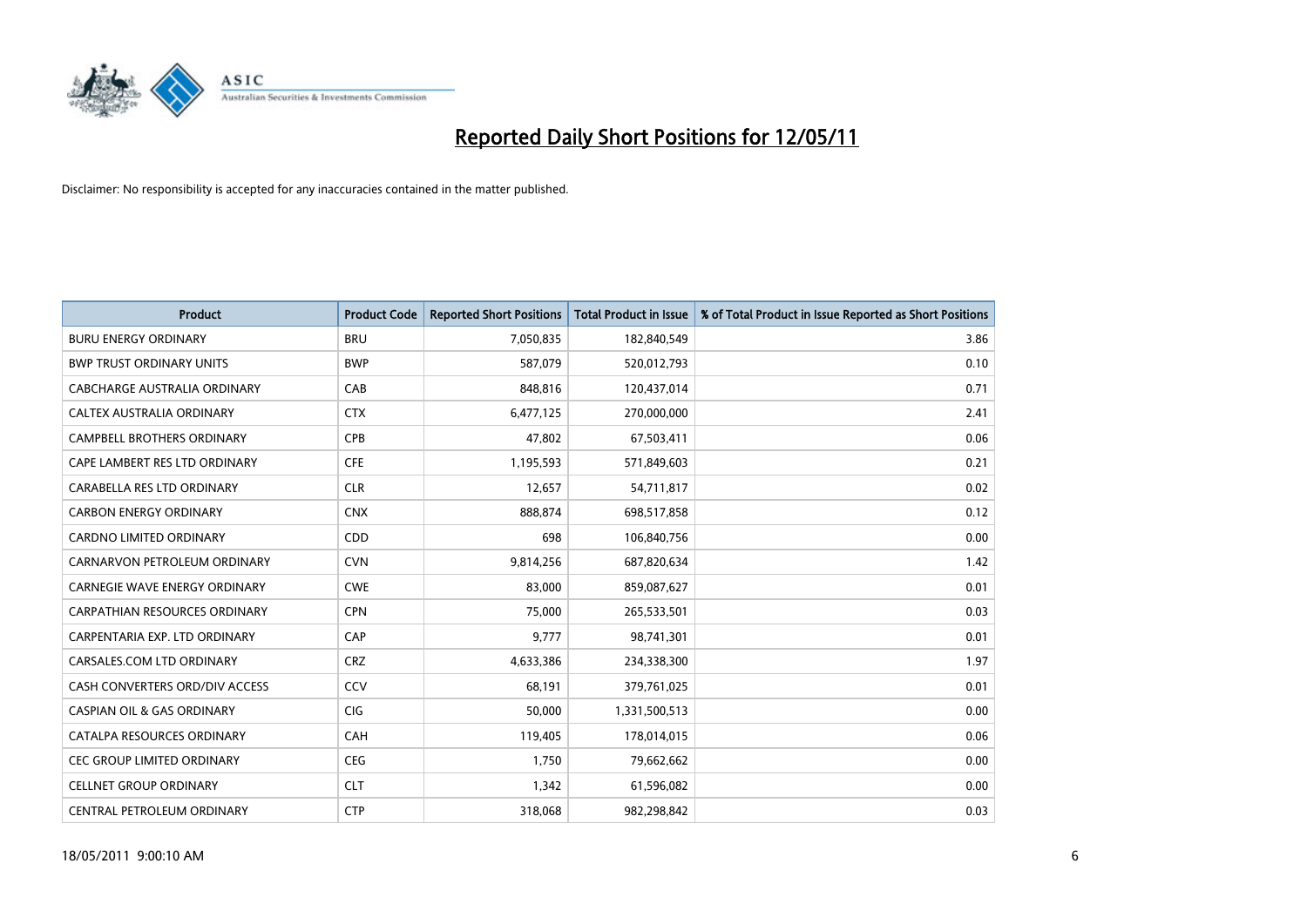# Reported Daily Short Positions for 12/05/11

Disclaimer: No responsibility is accepted for any inaccuracies contained in the matter published.

| Product | Product Code | Reported Short Positions | Total Product in Issue | % of Total Product in Issue Reported as Short Positions |
|---|---|---|---|---|
| BURU ENERGY ORDINARY | BRU | 7,050,835 | 182,840,549 | 3.86 |
| BWP TRUST ORDINARY UNITS | BWP | 587,079 | 520,012,793 | 0.10 |
| CABCHARGE AUSTRALIA ORDINARY | CAB | 848,816 | 120,437,014 | 0.71 |
| CALTEX AUSTRALIA ORDINARY | CTX | 6,477,125 | 270,000,000 | 2.41 |
| CAMPBELL BROTHERS ORDINARY | CPB | 47,802 | 67,503,411 | 0.06 |
| CAPE LAMBERT RES LTD ORDINARY | CFE | 1,195,593 | 571,849,603 | 0.21 |
| CARABELLA RES LTD ORDINARY | CLR | 12,657 | 54,711,817 | 0.02 |
| CARBON ENERGY ORDINARY | CNX | 888,874 | 698,517,858 | 0.12 |
| CARDNO LIMITED ORDINARY | CDD | 698 | 106,840,756 | 0.00 |
| CARNARVON PETROLEUM ORDINARY | CVN | 9,814,256 | 687,820,634 | 1.42 |
| CARNEGIE WAVE ENERGY ORDINARY | CWE | 83,000 | 859,087,627 | 0.01 |
| CARPATHIAN RESOURCES ORDINARY | CPN | 75,000 | 265,533,501 | 0.03 |
| CARPENTARIA EXP. LTD ORDINARY | CAP | 9,777 | 98,741,301 | 0.01 |
| CARSALES.COM LTD ORDINARY | CRZ | 4,633,386 | 234,338,300 | 1.97 |
| CASH CONVERTERS ORD/DIV ACCESS | CCV | 68,191 | 379,761,025 | 0.01 |
| CASPIAN OIL & GAS ORDINARY | CIG | 50,000 | 1,331,500,513 | 0.00 |
| CATALPA RESOURCES ORDINARY | CAH | 119,405 | 178,014,015 | 0.06 |
| CEC GROUP LIMITED ORDINARY | CEG | 1,750 | 79,662,662 | 0.00 |
| CELLNET GROUP ORDINARY | CLT | 1,342 | 61,596,082 | 0.00 |
| CENTRAL PETROLEUM ORDINARY | CTP | 318,068 | 982,298,842 | 0.03 |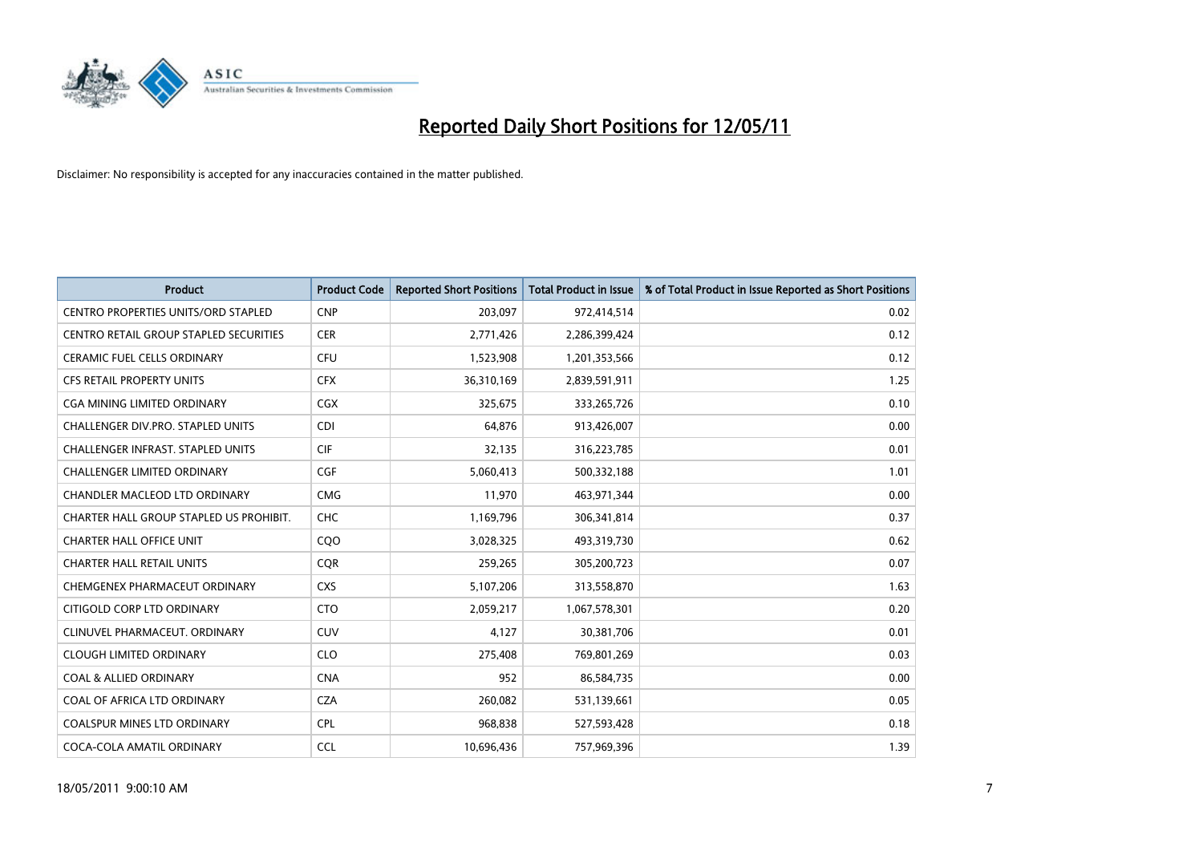# Reported Daily Short Positions for 12/05/11

Disclaimer: No responsibility is accepted for any inaccuracies contained in the matter published.

| Product | Product Code | Reported Short Positions | Total Product in Issue | % of Total Product in Issue Reported as Short Positions |
|---|---|---|---|---|
| CENTRO PROPERTIES UNITS/ORD STAPLED | CNP | 203,097 | 972,414,514 | 0.02 |
| CENTRO RETAIL GROUP STAPLED SECURITIES | CER | 2,771,426 | 2,286,399,424 | 0.12 |
| CERAMIC FUEL CELLS ORDINARY | CFU | 1,523,908 | 1,201,353,566 | 0.12 |
| CFS RETAIL PROPERTY UNITS | CFX | 36,310,169 | 2,839,591,911 | 1.25 |
| CGA MINING LIMITED ORDINARY | CGX | 325,675 | 333,265,726 | 0.10 |
| CHALLENGER DIV.PRO. STAPLED UNITS | CDI | 64,876 | 913,426,007 | 0.00 |
| CHALLENGER INFRAST. STAPLED UNITS | CIF | 32,135 | 316,223,785 | 0.01 |
| CHALLENGER LIMITED ORDINARY | CGF | 5,060,413 | 500,332,188 | 1.01 |
| CHANDLER MACLEOD LTD ORDINARY | CMG | 11,970 | 463,971,344 | 0.00 |
| CHARTER HALL GROUP STAPLED US PROHIBIT. | CHC | 1,169,796 | 306,341,814 | 0.37 |
| CHARTER HALL OFFICE UNIT | CQO | 3,028,325 | 493,319,730 | 0.62 |
| CHARTER HALL RETAIL UNITS | CQR | 259,265 | 305,200,723 | 0.07 |
| CHEMGENEX PHARMACEUT ORDINARY | CXS | 5,107,206 | 313,558,870 | 1.63 |
| CITIGOLD CORP LTD ORDINARY | CTO | 2,059,217 | 1,067,578,301 | 0.20 |
| CLINUVEL PHARMACEUT. ORDINARY | CUV | 4,127 | 30,381,706 | 0.01 |
| CLOUGH LIMITED ORDINARY | CLO | 275,408 | 769,801,269 | 0.03 |
| COAL & ALLIED ORDINARY | CNA | 952 | 86,584,735 | 0.00 |
| COAL OF AFRICA LTD ORDINARY | CZA | 260,082 | 531,139,661 | 0.05 |
| COALSPUR MINES LTD ORDINARY | CPL | 968,838 | 527,593,428 | 0.18 |
| COCA-COLA AMATIL ORDINARY | CCL | 10,696,436 | 757,969,396 | 1.39 |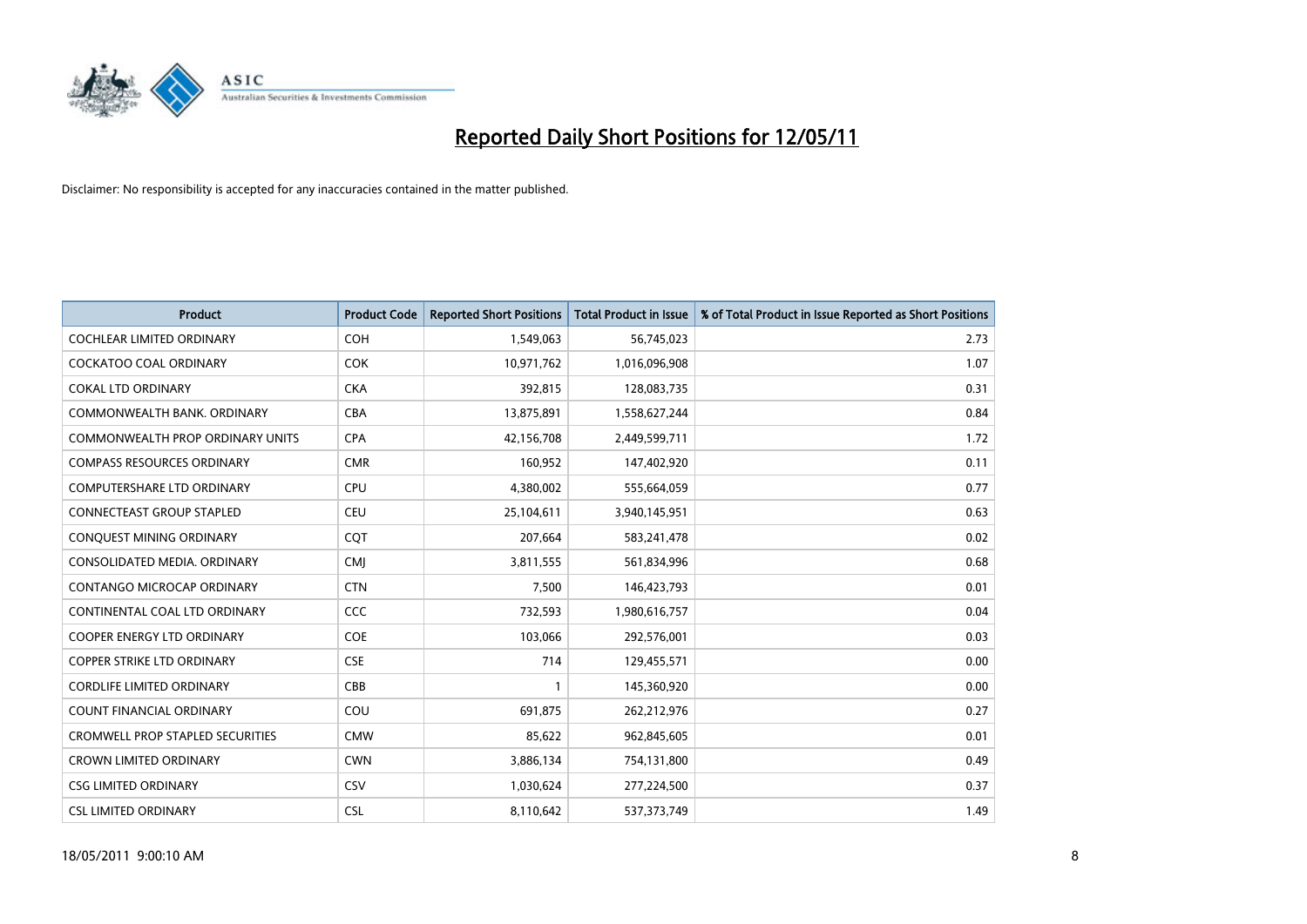# Reported Daily Short Positions for 12/05/11

Disclaimer: No responsibility is accepted for any inaccuracies contained in the matter published.

| Product | Product Code | Reported Short Positions | Total Product in Issue | % of Total Product in Issue Reported as Short Positions |
|---|---|---|---|---|
| COCHLEAR LIMITED ORDINARY | COH | 1,549,063 | 56,745,023 | 2.73 |
| COCKATOO COAL ORDINARY | COK | 10,971,762 | 1,016,096,908 | 1.07 |
| COKAL LTD ORDINARY | CKA | 392,815 | 128,083,735 | 0.31 |
| COMMONWEALTH BANK. ORDINARY | CBA | 13,875,891 | 1,558,627,244 | 0.84 |
| COMMONWEALTH PROP ORDINARY UNITS | CPA | 42,156,708 | 2,449,599,711 | 1.72 |
| COMPASS RESOURCES ORDINARY | CMR | 160,952 | 147,402,920 | 0.11 |
| COMPUTERSHARE LTD ORDINARY | CPU | 4,380,002 | 555,664,059 | 0.77 |
| CONNECTEAST GROUP STAPLED | CEU | 25,104,611 | 3,940,145,951 | 0.63 |
| CONQUEST MINING ORDINARY | CQT | 207,664 | 583,241,478 | 0.02 |
| CONSOLIDATED MEDIA. ORDINARY | CMJ | 3,811,555 | 561,834,996 | 0.68 |
| CONTANGO MICROCAP ORDINARY | CTN | 7,500 | 146,423,793 | 0.01 |
| CONTINENTAL COAL LTD ORDINARY | CCC | 732,593 | 1,980,616,757 | 0.04 |
| COOPER ENERGY LTD ORDINARY | COE | 103,066 | 292,576,001 | 0.03 |
| COPPER STRIKE LTD ORDINARY | CSE | 714 | 129,455,571 | 0.00 |
| CORDLIFE LIMITED ORDINARY | CBB | 1 | 145,360,920 | 0.00 |
| COUNT FINANCIAL ORDINARY | COU | 691,875 | 262,212,976 | 0.27 |
| CROMWELL PROP STAPLED SECURITIES | CMW | 85,622 | 962,845,605 | 0.01 |
| CROWN LIMITED ORDINARY | CWN | 3,886,134 | 754,131,800 | 0.49 |
| CSG LIMITED ORDINARY | CSV | 1,030,624 | 277,224,500 | 0.37 |
| CSL LIMITED ORDINARY | CSL | 8,110,642 | 537,373,749 | 1.49 |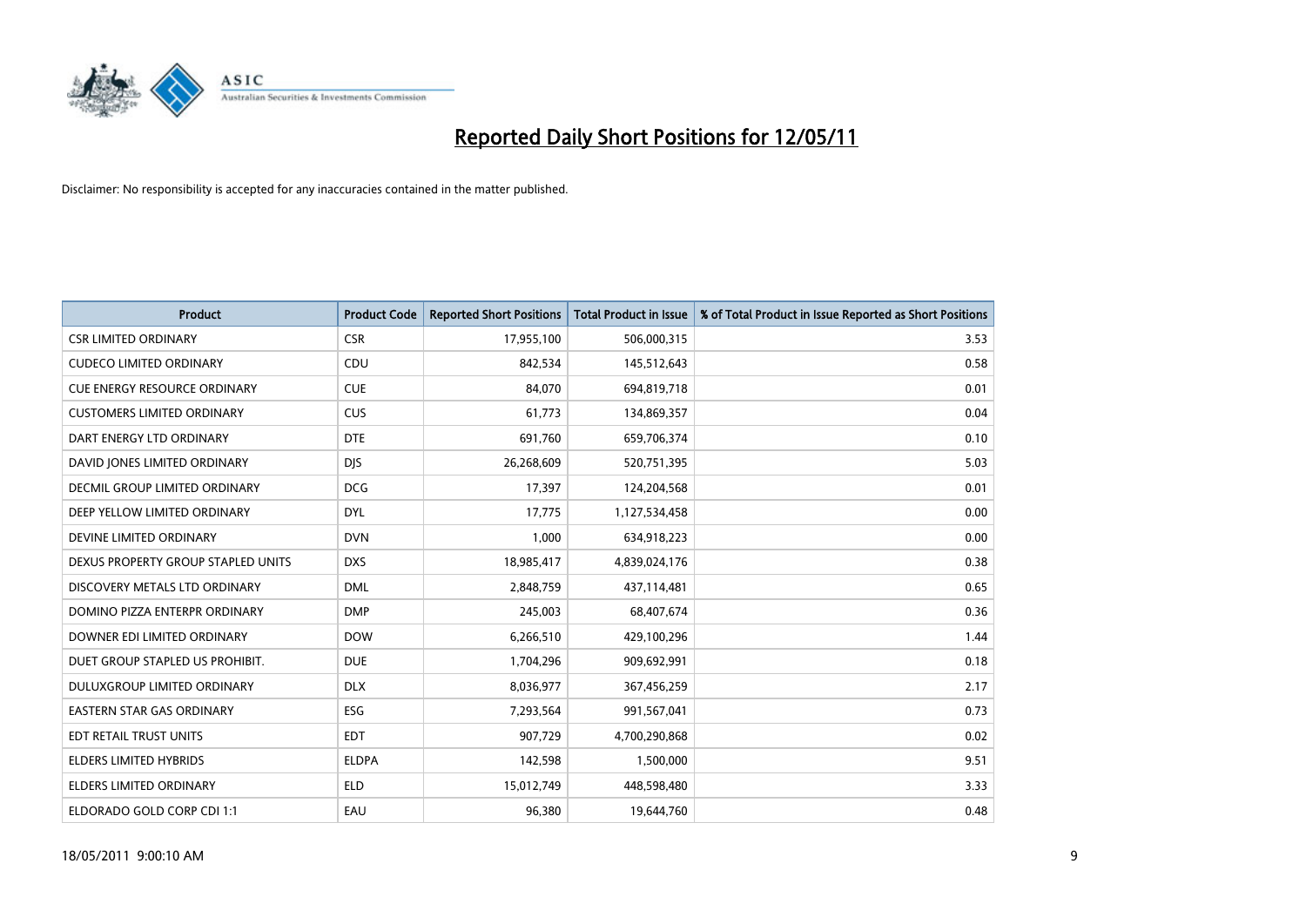# Reported Daily Short Positions for 12/05/11

Disclaimer: No responsibility is accepted for any inaccuracies contained in the matter published.

| Product | Product Code | Reported Short Positions | Total Product in Issue | % of Total Product in Issue Reported as Short Positions |
|---|---|---|---|---|
| CSR LIMITED ORDINARY | CSR | 17,955,100 | 506,000,315 | 3.53 |
| CUDECO LIMITED ORDINARY | CDU | 842,534 | 145,512,643 | 0.58 |
| CUE ENERGY RESOURCE ORDINARY | CUE | 84,070 | 694,819,718 | 0.01 |
| CUSTOMERS LIMITED ORDINARY | CUS | 61,773 | 134,869,357 | 0.04 |
| DART ENERGY LTD ORDINARY | DTE | 691,760 | 659,706,374 | 0.10 |
| DAVID JONES LIMITED ORDINARY | DJS | 26,268,609 | 520,751,395 | 5.03 |
| DECMIL GROUP LIMITED ORDINARY | DCG | 17,397 | 124,204,568 | 0.01 |
| DEEP YELLOW LIMITED ORDINARY | DYL | 17,775 | 1,127,534,458 | 0.00 |
| DEVINE LIMITED ORDINARY | DVN | 1,000 | 634,918,223 | 0.00 |
| DEXUS PROPERTY GROUP STAPLED UNITS | DXS | 18,985,417 | 4,839,024,176 | 0.38 |
| DISCOVERY METALS LTD ORDINARY | DML | 2,848,759 | 437,114,481 | 0.65 |
| DOMINO PIZZA ENTERPR ORDINARY | DMP | 245,003 | 68,407,674 | 0.36 |
| DOWNER EDI LIMITED ORDINARY | DOW | 6,266,510 | 429,100,296 | 1.44 |
| DUET GROUP STAPLED US PROHIBIT. | DUE | 1,704,296 | 909,692,991 | 0.18 |
| DULUXGROUP LIMITED ORDINARY | DLX | 8,036,977 | 367,456,259 | 2.17 |
| EASTERN STAR GAS ORDINARY | ESG | 7,293,564 | 991,567,041 | 0.73 |
| EDT RETAIL TRUST UNITS | EDT | 907,729 | 4,700,290,868 | 0.02 |
| ELDERS LIMITED HYBRIDS | ELDPA | 142,598 | 1,500,000 | 9.51 |
| ELDERS LIMITED ORDINARY | ELD | 15,012,749 | 448,598,480 | 3.33 |
| ELDORADO GOLD CORP CDI 1:1 | EAU | 96,380 | 19,644,760 | 0.48 |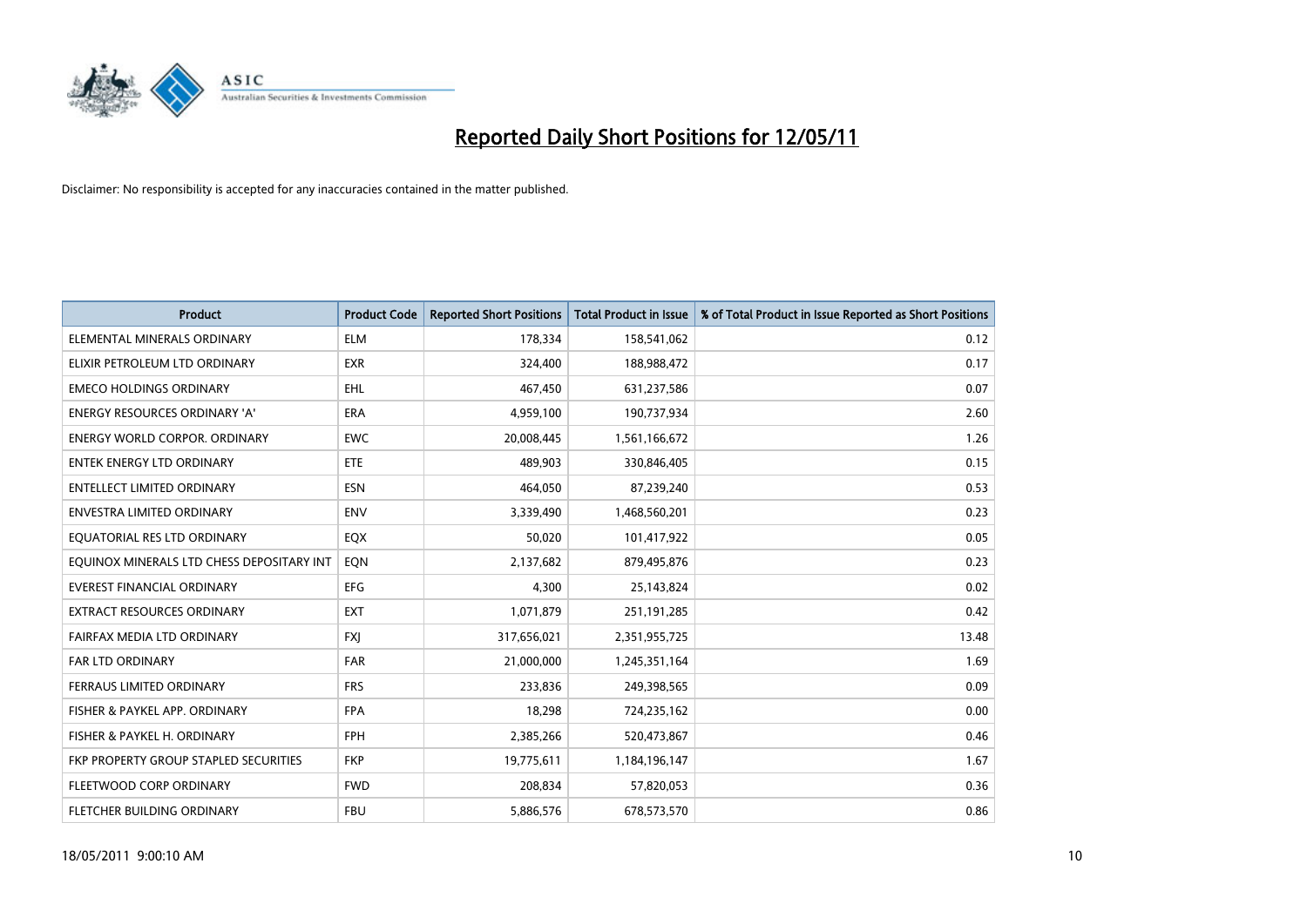# Reported Daily Short Positions for 12/05/11

Disclaimer: No responsibility is accepted for any inaccuracies contained in the matter published.

| Product | Product Code | Reported Short Positions | Total Product in Issue | % of Total Product in Issue Reported as Short Positions |
|---|---|---|---|---|
| ELEMENTAL MINERALS ORDINARY | ELM | 178,334 | 158,541,062 | 0.12 |
| ELIXIR PETROLEUM LTD ORDINARY | EXR | 324,400 | 188,988,472 | 0.17 |
| EMECO HOLDINGS ORDINARY | EHL | 467,450 | 631,237,586 | 0.07 |
| ENERGY RESOURCES ORDINARY 'A' | ERA | 4,959,100 | 190,737,934 | 2.60 |
| ENERGY WORLD CORPOR. ORDINARY | EWC | 20,008,445 | 1,561,166,672 | 1.26 |
| ENTEK ENERGY LTD ORDINARY | ETE | 489,903 | 330,846,405 | 0.15 |
| ENTELLECT LIMITED ORDINARY | ESN | 464,050 | 87,239,240 | 0.53 |
| ENVESTRA LIMITED ORDINARY | ENV | 3,339,490 | 1,468,560,201 | 0.23 |
| EQUATORIAL RES LTD ORDINARY | EQX | 50,020 | 101,417,922 | 0.05 |
| EQUINOX MINERALS LTD CHESS DEPOSITARY INT | EQN | 2,137,682 | 879,495,876 | 0.23 |
| EVEREST FINANCIAL ORDINARY | EFG | 4,300 | 25,143,824 | 0.02 |
| EXTRACT RESOURCES ORDINARY | EXT | 1,071,879 | 251,191,285 | 0.42 |
| FAIRFAX MEDIA LTD ORDINARY | FXJ | 317,656,021 | 2,351,955,725 | 13.48 |
| FAR LTD ORDINARY | FAR | 21,000,000 | 1,245,351,164 | 1.69 |
| FERRAUS LIMITED ORDINARY | FRS | 233,836 | 249,398,565 | 0.09 |
| FISHER & PAYKEL APP. ORDINARY | FPA | 18,298 | 724,235,162 | 0.00 |
| FISHER & PAYKEL H. ORDINARY | FPH | 2,385,266 | 520,473,867 | 0.46 |
| FKP PROPERTY GROUP STAPLED SECURITIES | FKP | 19,775,611 | 1,184,196,147 | 1.67 |
| FLEETWOOD CORP ORDINARY | FWD | 208,834 | 57,820,053 | 0.36 |
| FLETCHER BUILDING ORDINARY | FBU | 5,886,576 | 678,573,570 | 0.86 |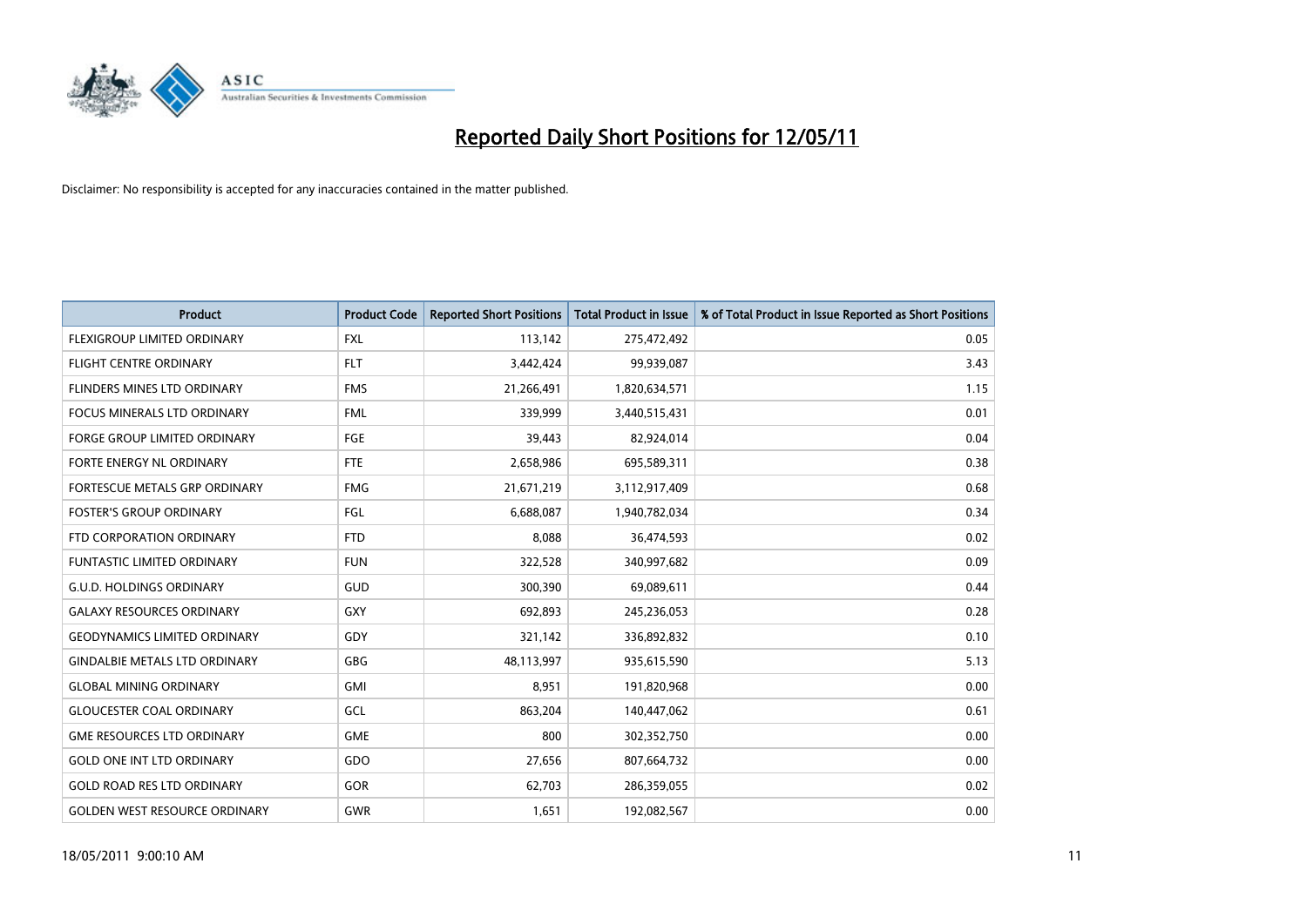# Reported Daily Short Positions for 12/05/11

Disclaimer: No responsibility is accepted for any inaccuracies contained in the matter published.

| Product | Product Code | Reported Short Positions | Total Product in Issue | % of Total Product in Issue Reported as Short Positions |
|---|---|---|---|---|
| FLEXIGROUP LIMITED ORDINARY | FXL | 113,142 | 275,472,492 | 0.05 |
| FLIGHT CENTRE ORDINARY | FLT | 3,442,424 | 99,939,087 | 3.43 |
| FLINDERS MINES LTD ORDINARY | FMS | 21,266,491 | 1,820,634,571 | 1.15 |
| FOCUS MINERALS LTD ORDINARY | FML | 339,999 | 3,440,515,431 | 0.01 |
| FORGE GROUP LIMITED ORDINARY | FGE | 39,443 | 82,924,014 | 0.04 |
| FORTE ENERGY NL ORDINARY | FTE | 2,658,986 | 695,589,311 | 0.38 |
| FORTESCUE METALS GRP ORDINARY | FMG | 21,671,219 | 3,112,917,409 | 0.68 |
| FOSTER'S GROUP ORDINARY | FGL | 6,688,087 | 1,940,782,034 | 0.34 |
| FTD CORPORATION ORDINARY | FTD | 8,088 | 36,474,593 | 0.02 |
| FUNTASTIC LIMITED ORDINARY | FUN | 322,528 | 340,997,682 | 0.09 |
| G.U.D. HOLDINGS ORDINARY | GUD | 300,390 | 69,089,611 | 0.44 |
| GALAXY RESOURCES ORDINARY | GXY | 692,893 | 245,236,053 | 0.28 |
| GEODYNAMICS LIMITED ORDINARY | GDY | 321,142 | 336,892,832 | 0.10 |
| GINDALBIE METALS LTD ORDINARY | GBG | 48,113,997 | 935,615,590 | 5.13 |
| GLOBAL MINING ORDINARY | GMI | 8,951 | 191,820,968 | 0.00 |
| GLOUCESTER COAL ORDINARY | GCL | 863,204 | 140,447,062 | 0.61 |
| GME RESOURCES LTD ORDINARY | GME | 800 | 302,352,750 | 0.00 |
| GOLD ONE INT LTD ORDINARY | GDO | 27,656 | 807,664,732 | 0.00 |
| GOLD ROAD RES LTD ORDINARY | GOR | 62,703 | 286,359,055 | 0.02 |
| GOLDEN WEST RESOURCE ORDINARY | GWR | 1,651 | 192,082,567 | 0.00 |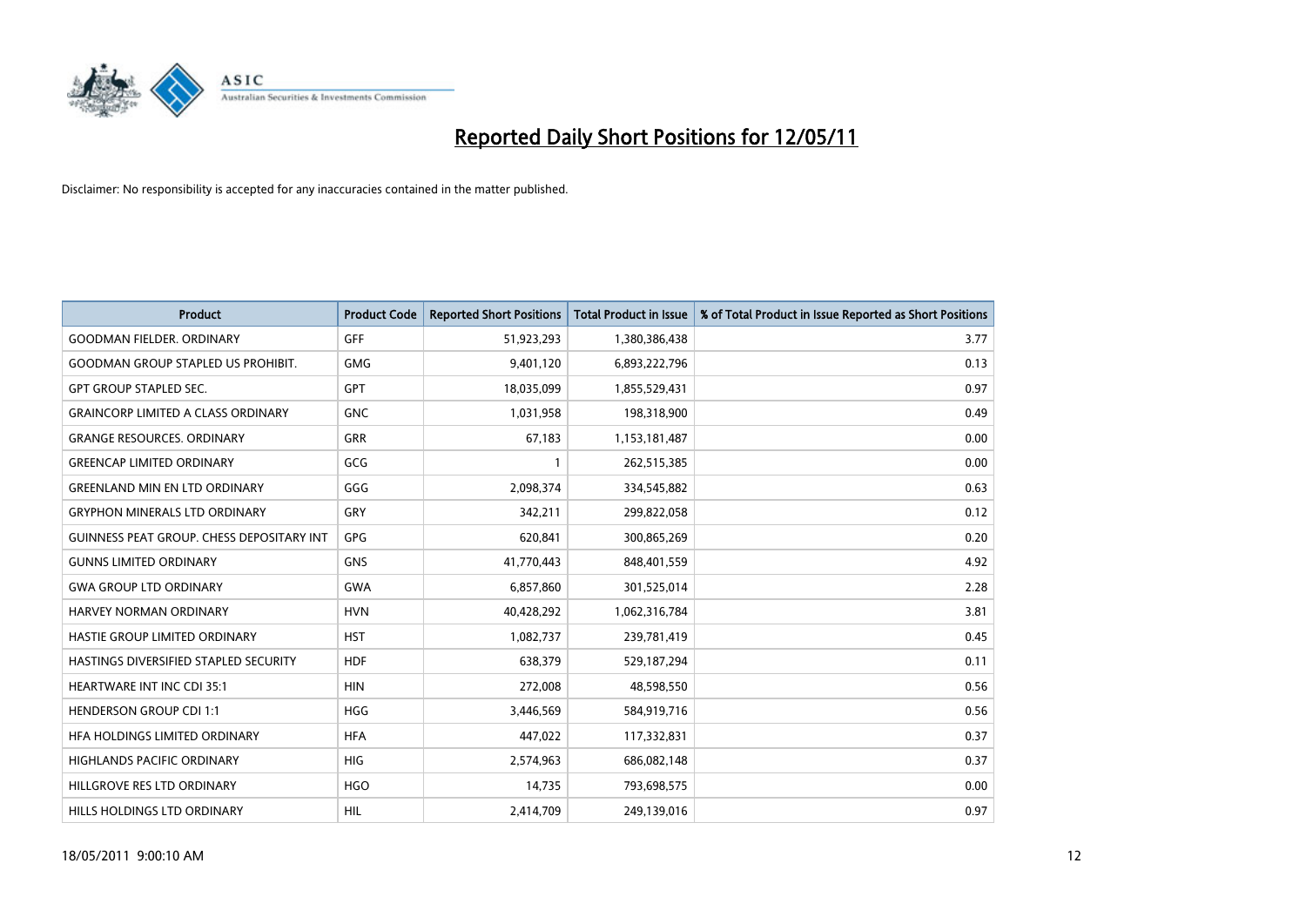# Reported Daily Short Positions for 12/05/11

Disclaimer: No responsibility is accepted for any inaccuracies contained in the matter published.

| Product | Product Code | Reported Short Positions | Total Product in Issue | % of Total Product in Issue Reported as Short Positions |
|---|---|---|---|---|
| GOODMAN FIELDER. ORDINARY | GFF | 51,923,293 | 1,380,386,438 | 3.77 |
| GOODMAN GROUP STAPLED US PROHIBIT. | GMG | 9,401,120 | 6,893,222,796 | 0.13 |
| GPT GROUP STAPLED SEC. | GPT | 18,035,099 | 1,855,529,431 | 0.97 |
| GRAINCORP LIMITED A CLASS ORDINARY | GNC | 1,031,958 | 198,318,900 | 0.49 |
| GRANGE RESOURCES. ORDINARY | GRR | 67,183 | 1,153,181,487 | 0.00 |
| GREENCAP LIMITED ORDINARY | GCG | 1 | 262,515,385 | 0.00 |
| GREENLAND MIN EN LTD ORDINARY | GGG | 2,098,374 | 334,545,882 | 0.63 |
| GRYPHON MINERALS LTD ORDINARY | GRY | 342,211 | 299,822,058 | 0.12 |
| GUINNESS PEAT GROUP. CHESS DEPOSITARY INT | GPG | 620,841 | 300,865,269 | 0.20 |
| GUNNS LIMITED ORDINARY | GNS | 41,770,443 | 848,401,559 | 4.92 |
| GWA GROUP LTD ORDINARY | GWA | 6,857,860 | 301,525,014 | 2.28 |
| HARVEY NORMAN ORDINARY | HVN | 40,428,292 | 1,062,316,784 | 3.81 |
| HASTIE GROUP LIMITED ORDINARY | HST | 1,082,737 | 239,781,419 | 0.45 |
| HASTINGS DIVERSIFIED STAPLED SECURITY | HDF | 638,379 | 529,187,294 | 0.11 |
| HEARTWARE INT INC CDI 35:1 | HIN | 272,008 | 48,598,550 | 0.56 |
| HENDERSON GROUP CDI 1:1 | HGG | 3,446,569 | 584,919,716 | 0.56 |
| HFA HOLDINGS LIMITED ORDINARY | HFA | 447,022 | 117,332,831 | 0.37 |
| HIGHLANDS PACIFIC ORDINARY | HIG | 2,574,963 | 686,082,148 | 0.37 |
| HILLGROVE RES LTD ORDINARY | HGO | 14,735 | 793,698,575 | 0.00 |
| HILLS HOLDINGS LTD ORDINARY | HIL | 2,414,709 | 249,139,016 | 0.97 |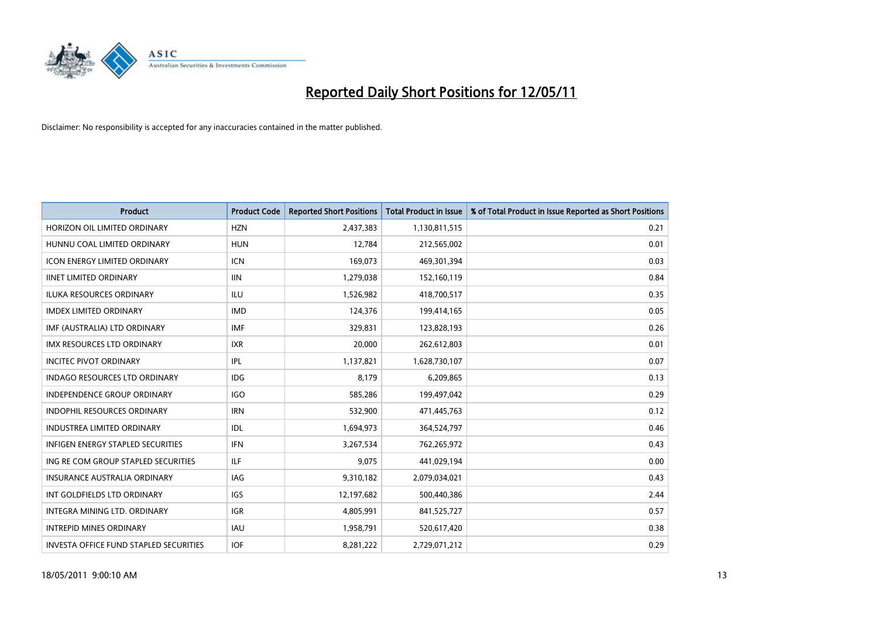# Reported Daily Short Positions for 12/05/11

Disclaimer: No responsibility is accepted for any inaccuracies contained in the matter published.

| Product | Product Code | Reported Short Positions | Total Product in Issue | % of Total Product in Issue Reported as Short Positions |
|---|---|---|---|---|
| HORIZON OIL LIMITED ORDINARY | HZN | 2,437,383 | 1,130,811,515 | 0.21 |
| HUNNU COAL LIMITED ORDINARY | HUN | 12,784 | 212,565,002 | 0.01 |
| ICON ENERGY LIMITED ORDINARY | ICN | 169,073 | 469,301,394 | 0.03 |
| IINET LIMITED ORDINARY | IIN | 1,279,038 | 152,160,119 | 0.84 |
| ILUKA RESOURCES ORDINARY | ILU | 1,526,982 | 418,700,517 | 0.35 |
| IMDEX LIMITED ORDINARY | IMD | 124,376 | 199,414,165 | 0.05 |
| IMF (AUSTRALIA) LTD ORDINARY | IMF | 329,831 | 123,828,193 | 0.26 |
| IMX RESOURCES LTD ORDINARY | IXR | 20,000 | 262,612,803 | 0.01 |
| INCITEC PIVOT ORDINARY | IPL | 1,137,821 | 1,628,730,107 | 0.07 |
| INDAGO RESOURCES LTD ORDINARY | IDG | 8,179 | 6,209,865 | 0.13 |
| INDEPENDENCE GROUP ORDINARY | IGO | 585,286 | 199,497,042 | 0.29 |
| INDOPHIL RESOURCES ORDINARY | IRN | 532,900 | 471,445,763 | 0.12 |
| INDUSTREA LIMITED ORDINARY | IDL | 1,694,973 | 364,524,797 | 0.46 |
| INFIGEN ENERGY STAPLED SECURITIES | IFN | 3,267,534 | 762,265,972 | 0.43 |
| ING RE COM GROUP STAPLED SECURITIES | ILF | 9,075 | 441,029,194 | 0.00 |
| INSURANCE AUSTRALIA ORDINARY | IAG | 9,310,182 | 2,079,034,021 | 0.43 |
| INT GOLDFIELDS LTD ORDINARY | IGS | 12,197,682 | 500,440,386 | 2.44 |
| INTEGRA MINING LTD. ORDINARY | IGR | 4,805,991 | 841,525,727 | 0.57 |
| INTREPID MINES ORDINARY | IAU | 1,958,791 | 520,617,420 | 0.38 |
| INVESTA OFFICE FUND STAPLED SECURITIES | IOF | 8,281,222 | 2,729,071,212 | 0.29 |

18/05/2011 9:00:10 AM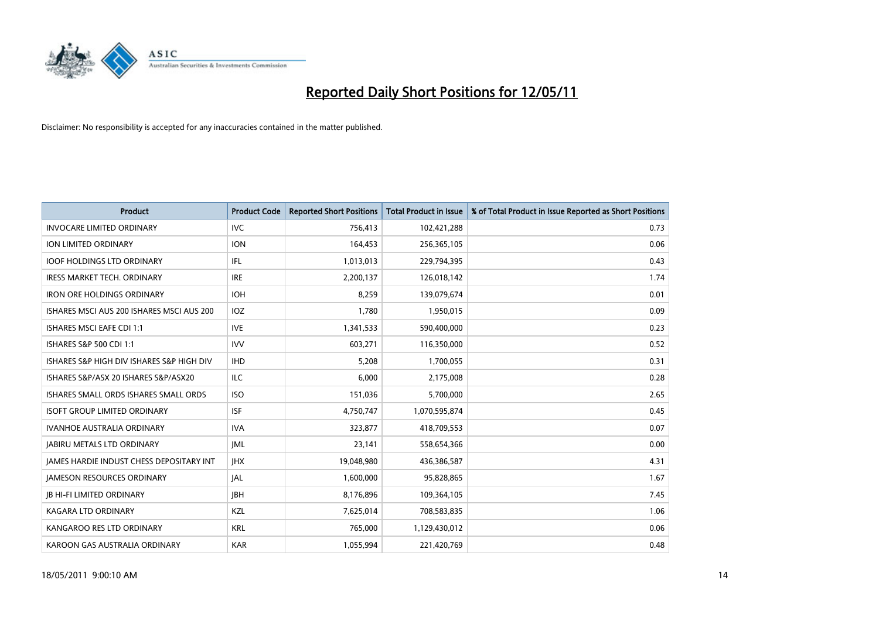# Reported Daily Short Positions for 12/05/11

Disclaimer: No responsibility is accepted for any inaccuracies contained in the matter published.

| Product | Product Code | Reported Short Positions | Total Product in Issue | % of Total Product in Issue Reported as Short Positions |
|---|---|---|---|---|
| INVOCARE LIMITED ORDINARY | IVC | 756,413 | 102,421,288 | 0.73 |
| ION LIMITED ORDINARY | ION | 164,453 | 256,365,105 | 0.06 |
| IOOF HOLDINGS LTD ORDINARY | IFL | 1,013,013 | 229,794,395 | 0.43 |
| IRESS MARKET TECH. ORDINARY | IRE | 2,200,137 | 126,018,142 | 1.74 |
| IRON ORE HOLDINGS ORDINARY | IOH | 8,259 | 139,079,674 | 0.01 |
| ISHARES MSCI AUS 200 ISHARES MSCI AUS 200 | IOZ | 1,780 | 1,950,015 | 0.09 |
| ISHARES MSCI EAFE CDI 1:1 | IVE | 1,341,533 | 590,400,000 | 0.23 |
| ISHARES S&P 500 CDI 1:1 | IVV | 603,271 | 116,350,000 | 0.52 |
| ISHARES S&P HIGH DIV ISHARES S&P HIGH DIV | IHD | 5,208 | 1,700,055 | 0.31 |
| ISHARES S&P/ASX 20 ISHARES S&P/ASX20 | ILC | 6,000 | 2,175,008 | 0.28 |
| ISHARES SMALL ORDS ISHARES SMALL ORDS | ISO | 151,036 | 5,700,000 | 2.65 |
| ISOFT GROUP LIMITED ORDINARY | ISF | 4,750,747 | 1,070,595,874 | 0.45 |
| IVANHOE AUSTRALIA ORDINARY | IVA | 323,877 | 418,709,553 | 0.07 |
| JABIRU METALS LTD ORDINARY | JML | 23,141 | 558,654,366 | 0.00 |
| JAMES HARDIE INDUST CHESS DEPOSITARY INT | JHX | 19,048,980 | 436,386,587 | 4.31 |
| JAMESON RESOURCES ORDINARY | JAL | 1,600,000 | 95,828,865 | 1.67 |
| JB HI-FI LIMITED ORDINARY | JBH | 8,176,896 | 109,364,105 | 7.45 |
| KAGARA LTD ORDINARY | KZL | 7,625,014 | 708,583,835 | 1.06 |
| KANGAROO RES LTD ORDINARY | KRL | 765,000 | 1,129,430,012 | 0.06 |
| KAROON GAS AUSTRALIA ORDINARY | KAR | 1,055,994 | 221,420,769 | 0.48 |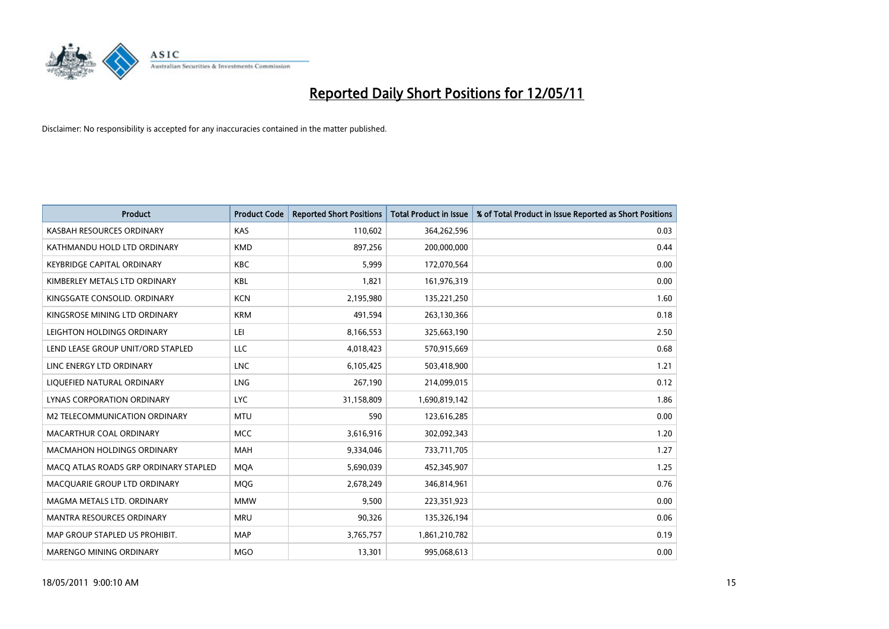# Reported Daily Short Positions for 12/05/11

Disclaimer: No responsibility is accepted for any inaccuracies contained in the matter published.

| Product | Product Code | Reported Short Positions | Total Product in Issue | % of Total Product in Issue Reported as Short Positions |
|---|---|---|---|---|
| KASBAH RESOURCES ORDINARY | KAS | 110,602 | 364,262,596 | 0.03 |
| KATHMANDU HOLD LTD ORDINARY | KMD | 897,256 | 200,000,000 | 0.44 |
| KEYBRIDGE CAPITAL ORDINARY | KBC | 5,999 | 172,070,564 | 0.00 |
| KIMBERLEY METALS LTD ORDINARY | KBL | 1,821 | 161,976,319 | 0.00 |
| KINGSGATE CONSOLID. ORDINARY | KCN | 2,195,980 | 135,221,250 | 1.60 |
| KINGSROSE MINING LTD ORDINARY | KRM | 491,594 | 263,130,366 | 0.18 |
| LEIGHTON HOLDINGS ORDINARY | LEI | 8,166,553 | 325,663,190 | 2.50 |
| LEND LEASE GROUP UNIT/ORD STAPLED | LLC | 4,018,423 | 570,915,669 | 0.68 |
| LINC ENERGY LTD ORDINARY | LNC | 6,105,425 | 503,418,900 | 1.21 |
| LIQUEFIED NATURAL ORDINARY | LNG | 267,190 | 214,099,015 | 0.12 |
| LYNAS CORPORATION ORDINARY | LYC | 31,158,809 | 1,690,819,142 | 1.86 |
| M2 TELECOMMUNICATION ORDINARY | MTU | 590 | 123,616,285 | 0.00 |
| MACARTHUR COAL ORDINARY | MCC | 3,616,916 | 302,092,343 | 1.20 |
| MACMAHON HOLDINGS ORDINARY | MAH | 9,334,046 | 733,711,705 | 1.27 |
| MACQ ATLAS ROADS GRP ORDINARY STAPLED | MQA | 5,690,039 | 452,345,907 | 1.25 |
| MACQUARIE GROUP LTD ORDINARY | MQG | 2,678,249 | 346,814,961 | 0.76 |
| MAGMA METALS LTD. ORDINARY | MMW | 9,500 | 223,351,923 | 0.00 |
| MANTRA RESOURCES ORDINARY | MRU | 90,326 | 135,326,194 | 0.06 |
| MAP GROUP STAPLED US PROHIBIT. | MAP | 3,765,757 | 1,861,210,782 | 0.19 |
| MARENGO MINING ORDINARY | MGO | 13,301 | 995,068,613 | 0.00 |

18/05/2011 9:00:10 AM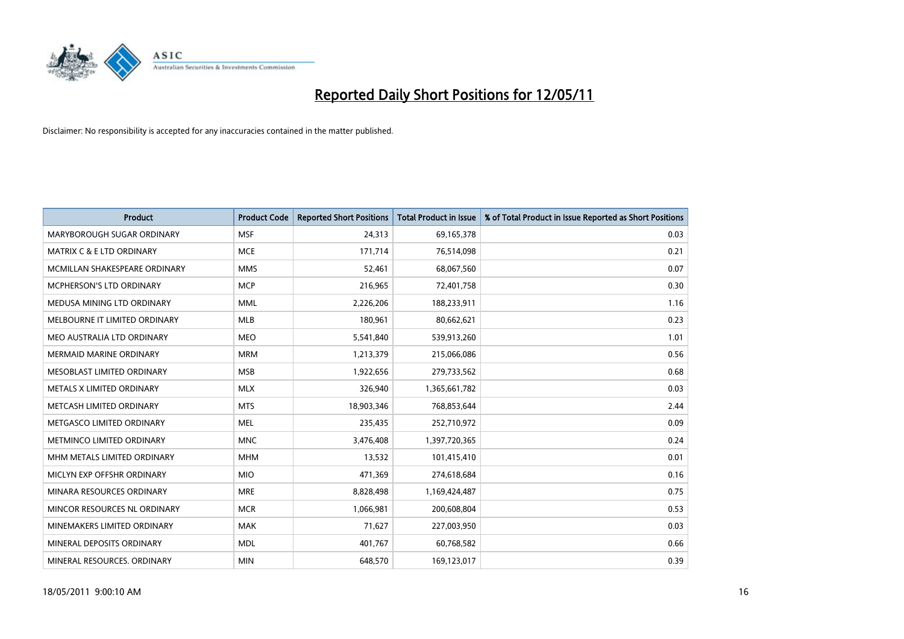# Reported Daily Short Positions for 12/05/11

Disclaimer: No responsibility is accepted for any inaccuracies contained in the matter published.

| Product | Product Code | Reported Short Positions | Total Product in Issue | % of Total Product in Issue Reported as Short Positions |
|---|---|---|---|---|
| MARYBOROUGH SUGAR ORDINARY | MSF | 24,313 | 69,165,378 | 0.03 |
| MATRIX C & E LTD ORDINARY | MCE | 171,714 | 76,514,098 | 0.21 |
| MCMILLAN SHAKESPEARE ORDINARY | MMS | 52,461 | 68,067,560 | 0.07 |
| MCPHERSON'S LTD ORDINARY | MCP | 216,965 | 72,401,758 | 0.30 |
| MEDUSA MINING LTD ORDINARY | MML | 2,226,206 | 188,233,911 | 1.16 |
| MELBOURNE IT LIMITED ORDINARY | MLB | 180,961 | 80,662,621 | 0.23 |
| MEO AUSTRALIA LTD ORDINARY | MEO | 5,541,840 | 539,913,260 | 1.01 |
| MERMAID MARINE ORDINARY | MRM | 1,213,379 | 215,066,086 | 0.56 |
| MESOBLAST LIMITED ORDINARY | MSB | 1,922,656 | 279,733,562 | 0.68 |
| METALS X LIMITED ORDINARY | MLX | 326,940 | 1,365,661,782 | 0.03 |
| METCASH LIMITED ORDINARY | MTS | 18,903,346 | 768,853,644 | 2.44 |
| METGASCO LIMITED ORDINARY | MEL | 235,435 | 252,710,972 | 0.09 |
| METMINCO LIMITED ORDINARY | MNC | 3,476,408 | 1,397,720,365 | 0.24 |
| MHM METALS LIMITED ORDINARY | MHM | 13,532 | 101,415,410 | 0.01 |
| MICLYN EXP OFFSHR ORDINARY | MIO | 471,369 | 274,618,684 | 0.16 |
| MINARA RESOURCES ORDINARY | MRE | 8,828,498 | 1,169,424,487 | 0.75 |
| MINCOR RESOURCES NL ORDINARY | MCR | 1,066,981 | 200,608,804 | 0.53 |
| MINEMAKERS LIMITED ORDINARY | MAK | 71,627 | 227,003,950 | 0.03 |
| MINERAL DEPOSITS ORDINARY | MDL | 401,767 | 60,768,582 | 0.66 |
| MINERAL RESOURCES. ORDINARY | MIN | 648,570 | 169,123,017 | 0.39 |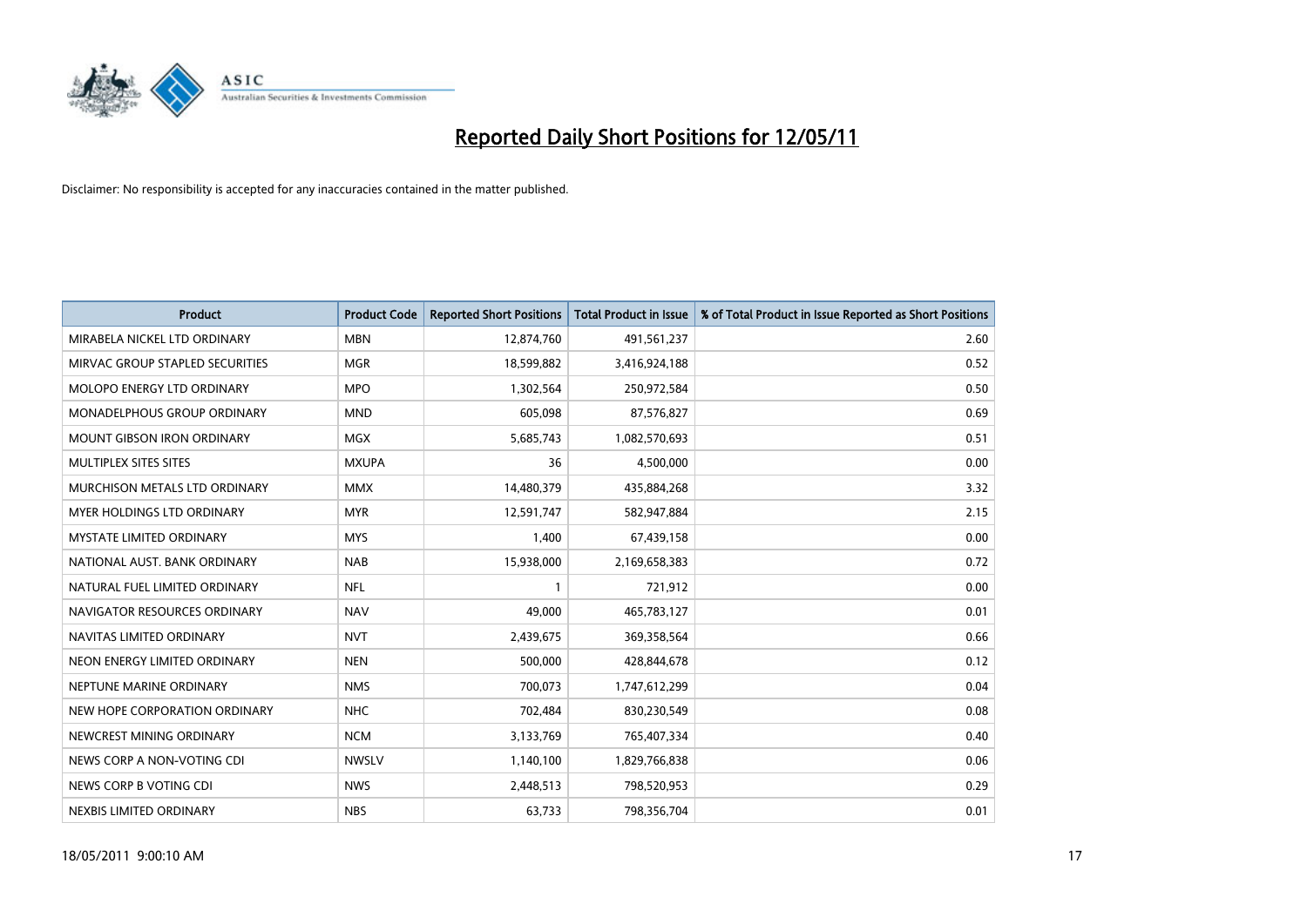# Reported Daily Short Positions for 12/05/11

Disclaimer: No responsibility is accepted for any inaccuracies contained in the matter published.

| Product | Product Code | Reported Short Positions | Total Product in Issue | % of Total Product in Issue Reported as Short Positions |
|---|---|---|---|---|
| MIRABELA NICKEL LTD ORDINARY | MBN | 12,874,760 | 491,561,237 | 2.60 |
| MIRVAC GROUP STAPLED SECURITIES | MGR | 18,599,882 | 3,416,924,188 | 0.52 |
| MOLOPO ENERGY LTD ORDINARY | MPO | 1,302,564 | 250,972,584 | 0.50 |
| MONADELPHOUS GROUP ORDINARY | MND | 605,098 | 87,576,827 | 0.69 |
| MOUNT GIBSON IRON ORDINARY | MGX | 5,685,743 | 1,082,570,693 | 0.51 |
| MULTIPLEX SITES SITES | MXUPA | 36 | 4,500,000 | 0.00 |
| MURCHISON METALS LTD ORDINARY | MMX | 14,480,379 | 435,884,268 | 3.32 |
| MYER HOLDINGS LTD ORDINARY | MYR | 12,591,747 | 582,947,884 | 2.15 |
| MYSTATE LIMITED ORDINARY | MYS | 1,400 | 67,439,158 | 0.00 |
| NATIONAL AUST. BANK ORDINARY | NAB | 15,938,000 | 2,169,658,383 | 0.72 |
| NATURAL FUEL LIMITED ORDINARY | NFL | 1 | 721,912 | 0.00 |
| NAVIGATOR RESOURCES ORDINARY | NAV | 49,000 | 465,783,127 | 0.01 |
| NAVITAS LIMITED ORDINARY | NVT | 2,439,675 | 369,358,564 | 0.66 |
| NEON ENERGY LIMITED ORDINARY | NEN | 500,000 | 428,844,678 | 0.12 |
| NEPTUNE MARINE ORDINARY | NMS | 700,073 | 1,747,612,299 | 0.04 |
| NEW HOPE CORPORATION ORDINARY | NHC | 702,484 | 830,230,549 | 0.08 |
| NEWCREST MINING ORDINARY | NCM | 3,133,769 | 765,407,334 | 0.40 |
| NEWS CORP A NON-VOTING CDI | NWSLV | 1,140,100 | 1,829,766,838 | 0.06 |
| NEWS CORP B VOTING CDI | NWS | 2,448,513 | 798,520,953 | 0.29 |
| NEXBIS LIMITED ORDINARY | NBS | 63,733 | 798,356,704 | 0.01 |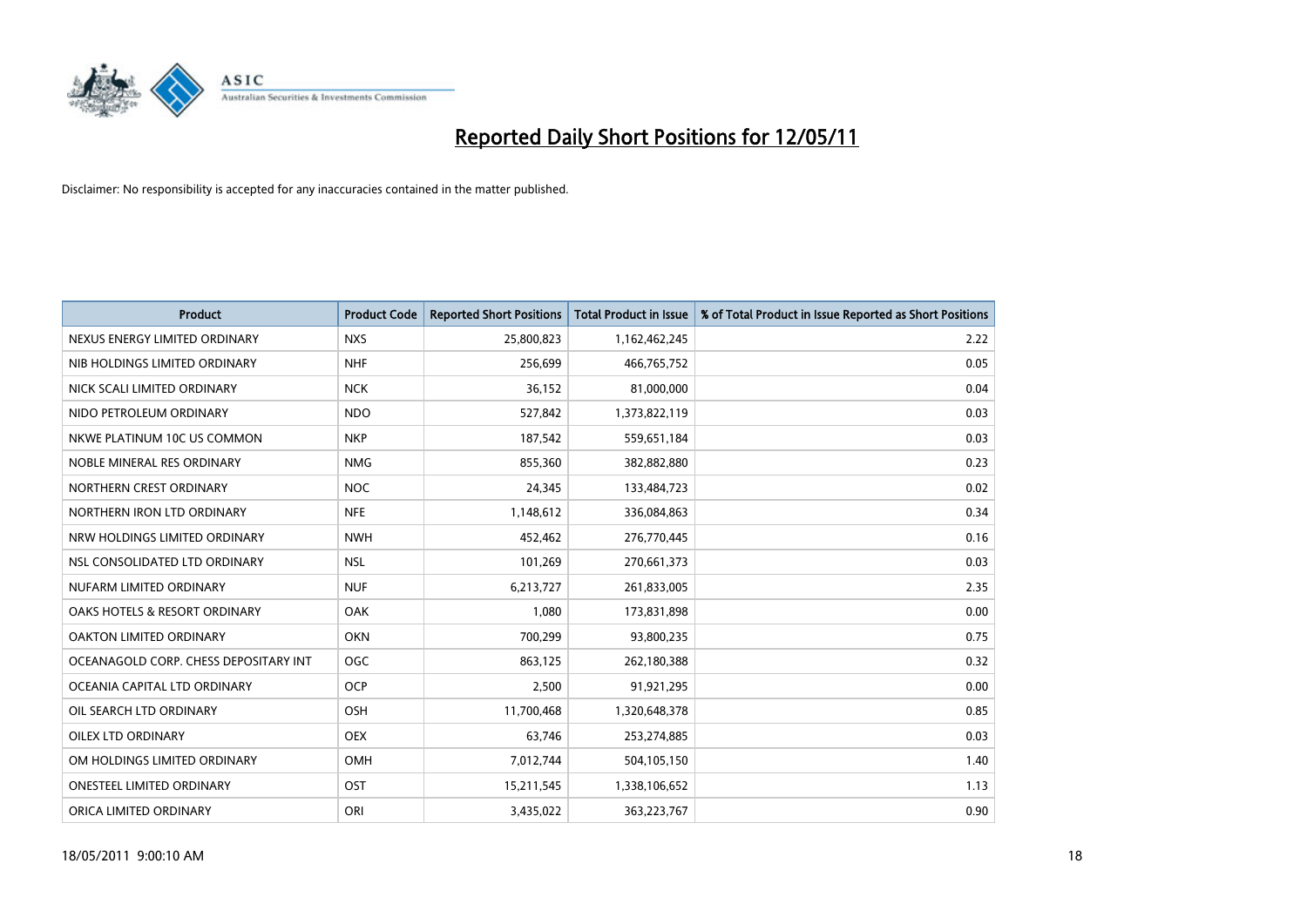# Reported Daily Short Positions for 12/05/11

Disclaimer: No responsibility is accepted for any inaccuracies contained in the matter published.

| Product | Product Code | Reported Short Positions | Total Product in Issue | % of Total Product in Issue Reported as Short Positions |
|---|---|---|---|---|
| NEXUS ENERGY LIMITED ORDINARY | NXS | 25,800,823 | 1,162,462,245 | 2.22 |
| NIB HOLDINGS LIMITED ORDINARY | NHF | 256,699 | 466,765,752 | 0.05 |
| NICK SCALI LIMITED ORDINARY | NCK | 36,152 | 81,000,000 | 0.04 |
| NIDO PETROLEUM ORDINARY | NDO | 527,842 | 1,373,822,119 | 0.03 |
| NKWE PLATINUM 10C US COMMON | NKP | 187,542 | 559,651,184 | 0.03 |
| NOBLE MINERAL RES ORDINARY | NMG | 855,360 | 382,882,880 | 0.23 |
| NORTHERN CREST ORDINARY | NOC | 24,345 | 133,484,723 | 0.02 |
| NORTHERN IRON LTD ORDINARY | NFE | 1,148,612 | 336,084,863 | 0.34 |
| NRW HOLDINGS LIMITED ORDINARY | NWH | 452,462 | 276,770,445 | 0.16 |
| NSL CONSOLIDATED LTD ORDINARY | NSL | 101,269 | 270,661,373 | 0.03 |
| NUFARM LIMITED ORDINARY | NUF | 6,213,727 | 261,833,005 | 2.35 |
| OAKS HOTELS & RESORT ORDINARY | OAK | 1,080 | 173,831,898 | 0.00 |
| OAKTON LIMITED ORDINARY | OKN | 700,299 | 93,800,235 | 0.75 |
| OCEANAGOLD CORP. CHESS DEPOSITARY INT | OGC | 863,125 | 262,180,388 | 0.32 |
| OCEANIA CAPITAL LTD ORDINARY | OCP | 2,500 | 91,921,295 | 0.00 |
| OIL SEARCH LTD ORDINARY | OSH | 11,700,468 | 1,320,648,378 | 0.85 |
| OILEX LTD ORDINARY | OEX | 63,746 | 253,274,885 | 0.03 |
| OM HOLDINGS LIMITED ORDINARY | OMH | 7,012,744 | 504,105,150 | 1.40 |
| ONESTEEL LIMITED ORDINARY | OST | 15,211,545 | 1,338,106,652 | 1.13 |
| ORICA LIMITED ORDINARY | ORI | 3,435,022 | 363,223,767 | 0.90 |

18/05/2011 9:00:10 AM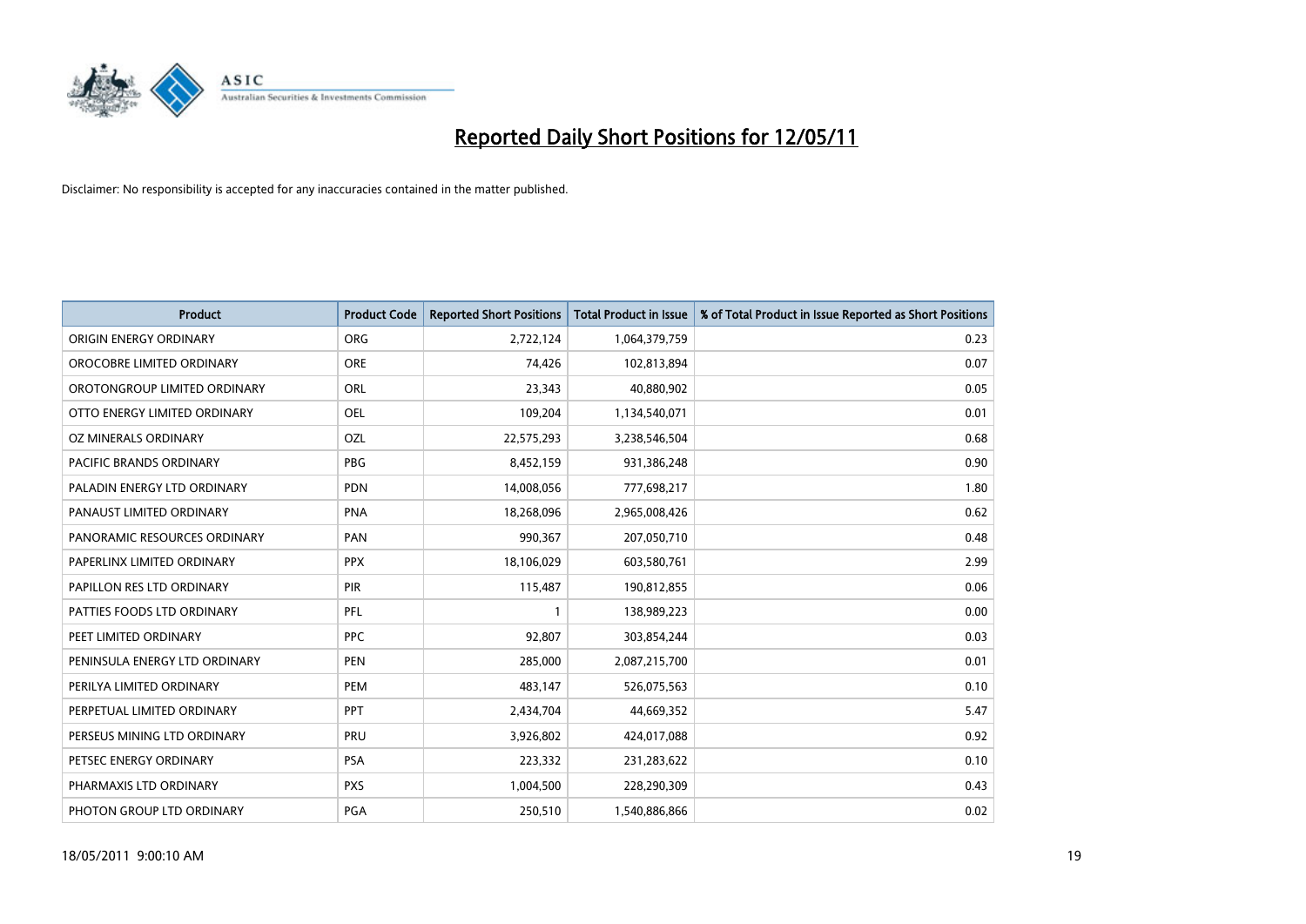# Reported Daily Short Positions for 12/05/11

Disclaimer: No responsibility is accepted for any inaccuracies contained in the matter published.

| Product | Product Code | Reported Short Positions | Total Product in Issue | % of Total Product in Issue Reported as Short Positions |
|---|---|---|---|---|
| ORIGIN ENERGY ORDINARY | ORG | 2,722,124 | 1,064,379,759 | 0.23 |
| OROCOBRE LIMITED ORDINARY | ORE | 74,426 | 102,813,894 | 0.07 |
| OROTONGROUP LIMITED ORDINARY | ORL | 23,343 | 40,880,902 | 0.05 |
| OTTO ENERGY LIMITED ORDINARY | OEL | 109,204 | 1,134,540,071 | 0.01 |
| OZ MINERALS ORDINARY | OZL | 22,575,293 | 3,238,546,504 | 0.68 |
| PACIFIC BRANDS ORDINARY | PBG | 8,452,159 | 931,386,248 | 0.90 |
| PALADIN ENERGY LTD ORDINARY | PDN | 14,008,056 | 777,698,217 | 1.80 |
| PANAUST LIMITED ORDINARY | PNA | 18,268,096 | 2,965,008,426 | 0.62 |
| PANORAMIC RESOURCES ORDINARY | PAN | 990,367 | 207,050,710 | 0.48 |
| PAPERLINX LIMITED ORDINARY | PPX | 18,106,029 | 603,580,761 | 2.99 |
| PAPILLON RES LTD ORDINARY | PIR | 115,487 | 190,812,855 | 0.06 |
| PATTIES FOODS LTD ORDINARY | PFL | 1 | 138,989,223 | 0.00 |
| PEET LIMITED ORDINARY | PPC | 92,807 | 303,854,244 | 0.03 |
| PENINSULA ENERGY LTD ORDINARY | PEN | 285,000 | 2,087,215,700 | 0.01 |
| PERILYA LIMITED ORDINARY | PEM | 483,147 | 526,075,563 | 0.10 |
| PERPETUAL LIMITED ORDINARY | PPT | 2,434,704 | 44,669,352 | 5.47 |
| PERSEUS MINING LTD ORDINARY | PRU | 3,926,802 | 424,017,088 | 0.92 |
| PETSEC ENERGY ORDINARY | PSA | 223,332 | 231,283,622 | 0.10 |
| PHARMAXIS LTD ORDINARY | PXS | 1,004,500 | 228,290,309 | 0.43 |
| PHOTON GROUP LTD ORDINARY | PGA | 250,510 | 1,540,886,866 | 0.02 |

18/05/2011 9:00:10 AM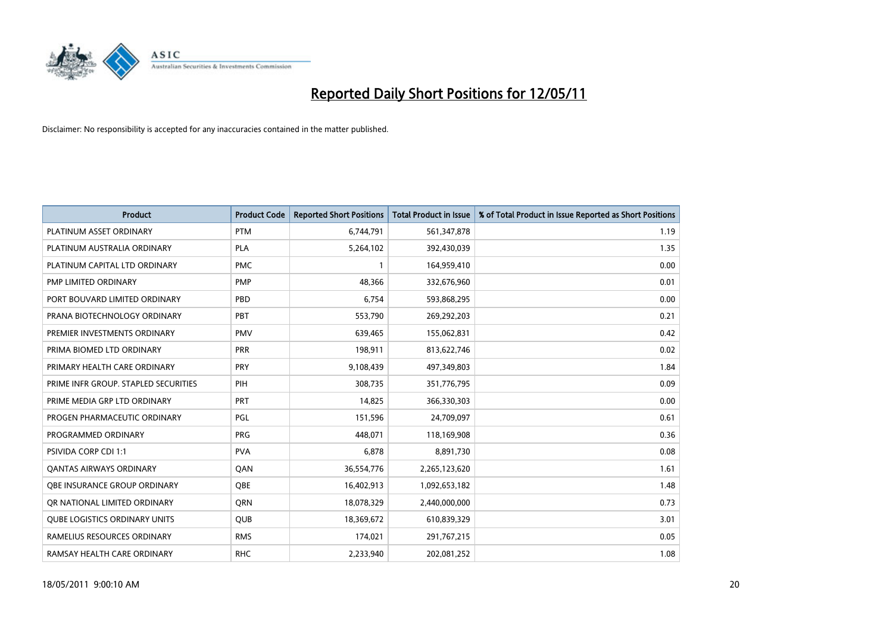# Reported Daily Short Positions for 12/05/11

Disclaimer: No responsibility is accepted for any inaccuracies contained in the matter published.

| Product | Product Code | Reported Short Positions | Total Product in Issue | % of Total Product in Issue Reported as Short Positions |
|---|---|---|---|---|
| PLATINUM ASSET ORDINARY | PTM | 6,744,791 | 561,347,878 | 1.19 |
| PLATINUM AUSTRALIA ORDINARY | PLA | 5,264,102 | 392,430,039 | 1.35 |
| PLATINUM CAPITAL LTD ORDINARY | PMC | 1 | 164,959,410 | 0.00 |
| PMP LIMITED ORDINARY | PMP | 48,366 | 332,676,960 | 0.01 |
| PORT BOUVARD LIMITED ORDINARY | PBD | 6,754 | 593,868,295 | 0.00 |
| PRANA BIOTECHNOLOGY ORDINARY | PBT | 553,790 | 269,292,203 | 0.21 |
| PREMIER INVESTMENTS ORDINARY | PMV | 639,465 | 155,062,831 | 0.42 |
| PRIMA BIOMED LTD ORDINARY | PRR | 198,911 | 813,622,746 | 0.02 |
| PRIMARY HEALTH CARE ORDINARY | PRY | 9,108,439 | 497,349,803 | 1.84 |
| PRIME INFR GROUP. STAPLED SECURITIES | PIH | 308,735 | 351,776,795 | 0.09 |
| PRIME MEDIA GRP LTD ORDINARY | PRT | 14,825 | 366,330,303 | 0.00 |
| PROGEN PHARMACEUTIC ORDINARY | PGL | 151,596 | 24,709,097 | 0.61 |
| PROGRAMMED ORDINARY | PRG | 448,071 | 118,169,908 | 0.36 |
| PSIVIDA CORP CDI 1:1 | PVA | 6,878 | 8,891,730 | 0.08 |
| QANTAS AIRWAYS ORDINARY | QAN | 36,554,776 | 2,265,123,620 | 1.61 |
| QBE INSURANCE GROUP ORDINARY | QBE | 16,402,913 | 1,092,653,182 | 1.48 |
| QR NATIONAL LIMITED ORDINARY | QRN | 18,078,329 | 2,440,000,000 | 0.73 |
| QUBE LOGISTICS ORDINARY UNITS | QUB | 18,369,672 | 610,839,329 | 3.01 |
| RAMELIUS RESOURCES ORDINARY | RMS | 174,021 | 291,767,215 | 0.05 |
| RAMSAY HEALTH CARE ORDINARY | RHC | 2,233,940 | 202,081,252 | 1.08 |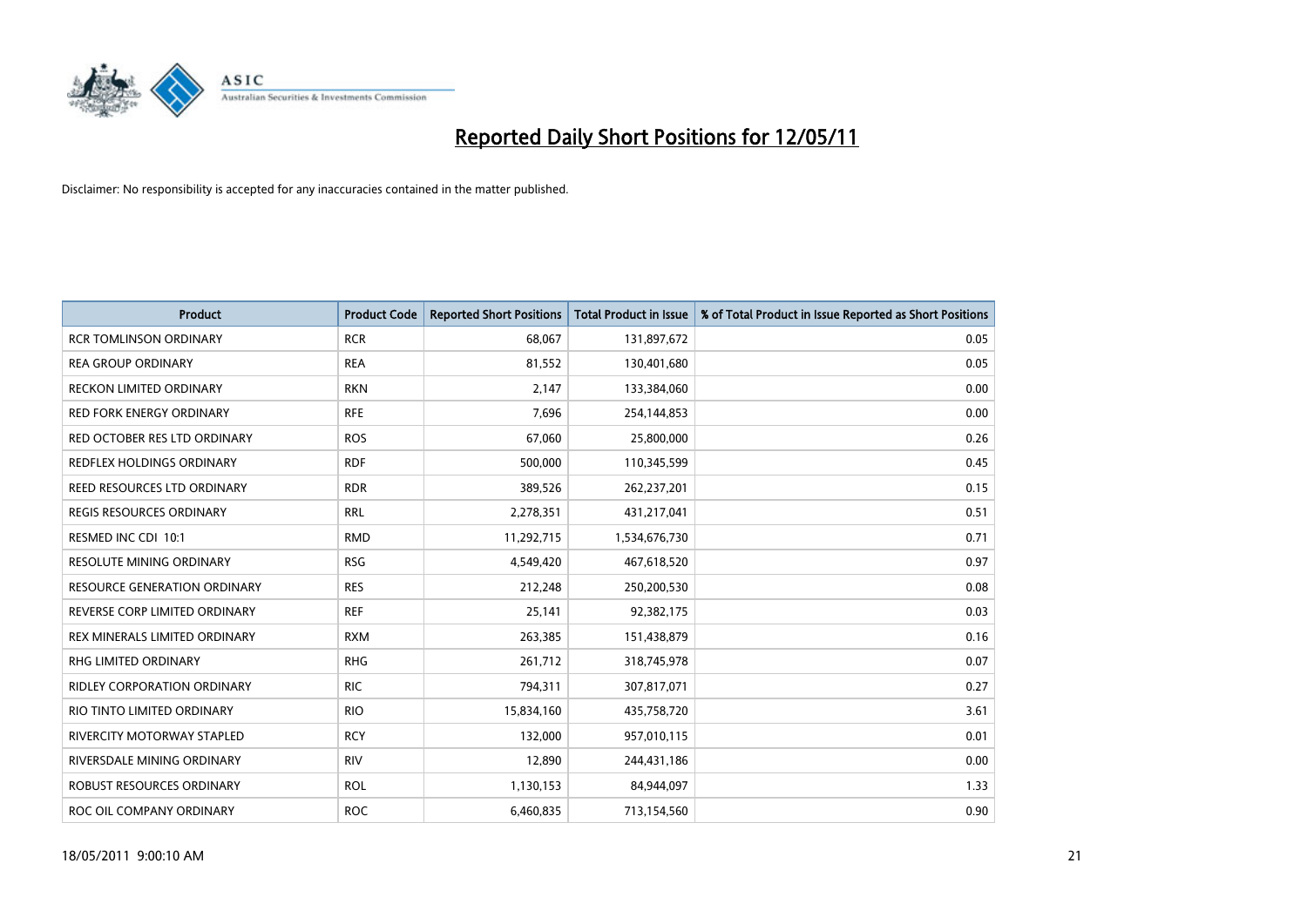# Reported Daily Short Positions for 12/05/11

Disclaimer: No responsibility is accepted for any inaccuracies contained in the matter published.

| Product | Product Code | Reported Short Positions | Total Product in Issue | % of Total Product in Issue Reported as Short Positions |
| --- | --- | --- | --- | --- |
| RCR TOMLINSON ORDINARY | RCR | 68,067 | 131,897,672 | 0.05 |
| REA GROUP ORDINARY | REA | 81,552 | 130,401,680 | 0.05 |
| RECKON LIMITED ORDINARY | RKN | 2,147 | 133,384,060 | 0.00 |
| RED FORK ENERGY ORDINARY | RFE | 7,696 | 254,144,853 | 0.00 |
| RED OCTOBER RES LTD ORDINARY | ROS | 67,060 | 25,800,000 | 0.26 |
| REDFLEX HOLDINGS ORDINARY | RDF | 500,000 | 110,345,599 | 0.45 |
| REED RESOURCES LTD ORDINARY | RDR | 389,526 | 262,237,201 | 0.15 |
| REGIS RESOURCES ORDINARY | RRL | 2,278,351 | 431,217,041 | 0.51 |
| RESMED INC CDI 10:1 | RMD | 11,292,715 | 1,534,676,730 | 0.71 |
| RESOLUTE MINING ORDINARY | RSG | 4,549,420 | 467,618,520 | 0.97 |
| RESOURCE GENERATION ORDINARY | RES | 212,248 | 250,200,530 | 0.08 |
| REVERSE CORP LIMITED ORDINARY | REF | 25,141 | 92,382,175 | 0.03 |
| REX MINERALS LIMITED ORDINARY | RXM | 263,385 | 151,438,879 | 0.16 |
| RHG LIMITED ORDINARY | RHG | 261,712 | 318,745,978 | 0.07 |
| RIDLEY CORPORATION ORDINARY | RIC | 794,311 | 307,817,071 | 0.27 |
| RIO TINTO LIMITED ORDINARY | RIO | 15,834,160 | 435,758,720 | 3.61 |
| RIVERCITY MOTORWAY STAPLED | RCY | 132,000 | 957,010,115 | 0.01 |
| RIVERSDALE MINING ORDINARY | RIV | 12,890 | 244,431,186 | 0.00 |
| ROBUST RESOURCES ORDINARY | ROL | 1,130,153 | 84,944,097 | 1.33 |
| ROC OIL COMPANY ORDINARY | ROC | 6,460,835 | 713,154,560 | 0.90 |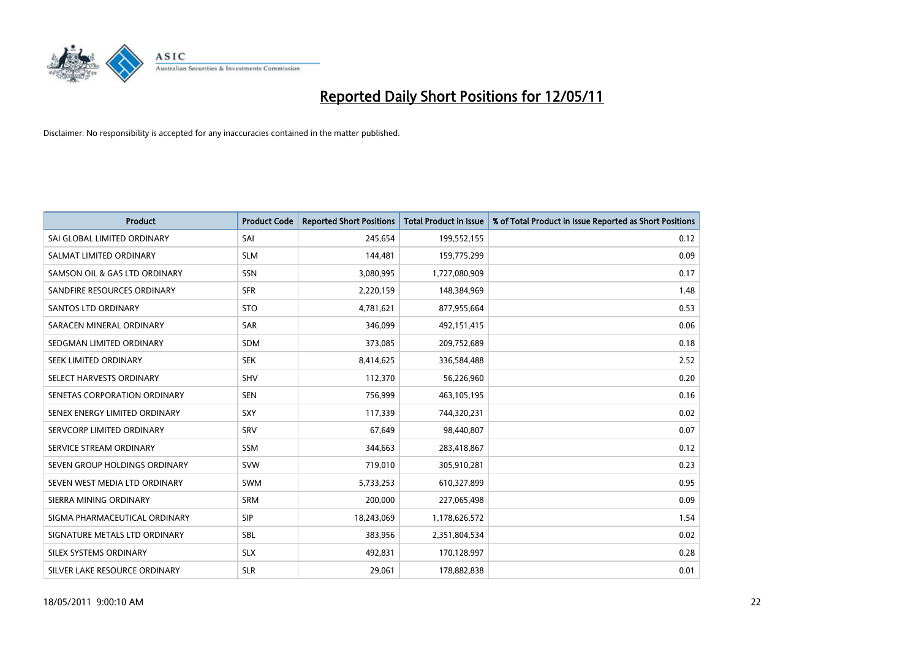# Reported Daily Short Positions for 12/05/11

Disclaimer: No responsibility is accepted for any inaccuracies contained in the matter published.

| Product | Product Code | Reported Short Positions | Total Product in Issue | % of Total Product in Issue Reported as Short Positions |
| --- | --- | --- | --- | --- |
| SAI GLOBAL LIMITED ORDINARY | SAI | 245,654 | 199,552,155 | 0.12 |
| SALMAT LIMITED ORDINARY | SLM | 144,481 | 159,775,299 | 0.09 |
| SAMSON OIL & GAS LTD ORDINARY | SSN | 3,080,995 | 1,727,080,909 | 0.17 |
| SANDFIRE RESOURCES ORDINARY | SFR | 2,220,159 | 148,384,969 | 1.48 |
| SANTOS LTD ORDINARY | STO | 4,781,621 | 877,955,664 | 0.53 |
| SARACEN MINERAL ORDINARY | SAR | 346,099 | 492,151,415 | 0.06 |
| SEDGMAN LIMITED ORDINARY | SDM | 373,085 | 209,752,689 | 0.18 |
| SEEK LIMITED ORDINARY | SEK | 8,414,625 | 336,584,488 | 2.52 |
| SELECT HARVESTS ORDINARY | SHV | 112,370 | 56,226,960 | 0.20 |
| SENETAS CORPORATION ORDINARY | SEN | 756,999 | 463,105,195 | 0.16 |
| SENEX ENERGY LIMITED ORDINARY | SXY | 117,339 | 744,320,231 | 0.02 |
| SERVCORP LIMITED ORDINARY | SRV | 67,649 | 98,440,807 | 0.07 |
| SERVICE STREAM ORDINARY | SSM | 344,663 | 283,418,867 | 0.12 |
| SEVEN GROUP HOLDINGS ORDINARY | SVW | 719,010 | 305,910,281 | 0.23 |
| SEVEN WEST MEDIA LTD ORDINARY | SWM | 5,733,253 | 610,327,899 | 0.95 |
| SIERRA MINING ORDINARY | SRM | 200,000 | 227,065,498 | 0.09 |
| SIGMA PHARMACEUTICAL ORDINARY | SIP | 18,243,069 | 1,178,626,572 | 1.54 |
| SIGNATURE METALS LTD ORDINARY | SBL | 383,956 | 2,351,804,534 | 0.02 |
| SILEX SYSTEMS ORDINARY | SLX | 492,831 | 170,128,997 | 0.28 |
| SILVER LAKE RESOURCE ORDINARY | SLR | 29,061 | 178,882,838 | 0.01 |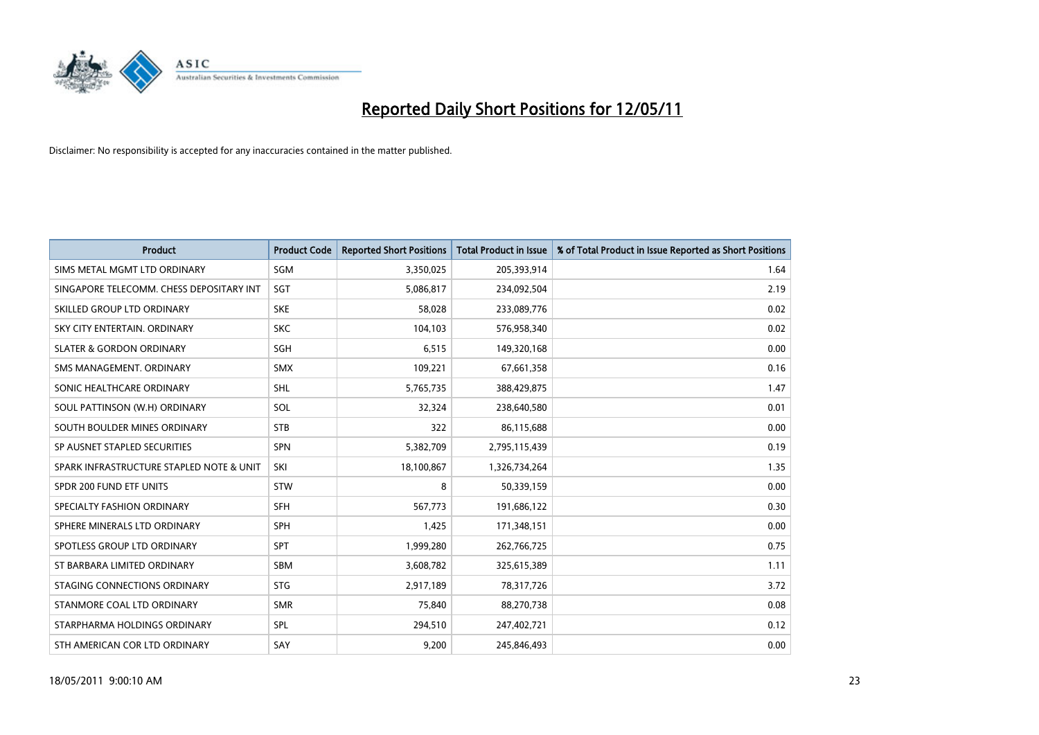# Reported Daily Short Positions for 12/05/11

Disclaimer: No responsibility is accepted for any inaccuracies contained in the matter published.

| Product | Product Code | Reported Short Positions | Total Product in Issue | % of Total Product in Issue Reported as Short Positions |
|---|---|---|---|---|
| SIMS METAL MGMT LTD ORDINARY | SGM | 3,350,025 | 205,393,914 | 1.64 |
| SINGAPORE TELECOMM. CHESS DEPOSITARY INT | SGT | 5,086,817 | 234,092,504 | 2.19 |
| SKILLED GROUP LTD ORDINARY | SKE | 58,028 | 233,089,776 | 0.02 |
| SKY CITY ENTERTAIN. ORDINARY | SKC | 104,103 | 576,958,340 | 0.02 |
| SLATER & GORDON ORDINARY | SGH | 6,515 | 149,320,168 | 0.00 |
| SMS MANAGEMENT. ORDINARY | SMX | 109,221 | 67,661,358 | 0.16 |
| SONIC HEALTHCARE ORDINARY | SHL | 5,765,735 | 388,429,875 | 1.47 |
| SOUL PATTINSON (W.H) ORDINARY | SOL | 32,324 | 238,640,580 | 0.01 |
| SOUTH BOULDER MINES ORDINARY | STB | 322 | 86,115,688 | 0.00 |
| SP AUSNET STAPLED SECURITIES | SPN | 5,382,709 | 2,795,115,439 | 0.19 |
| SPARK INFRASTRUCTURE STAPLED NOTE & UNIT | SKI | 18,100,867 | 1,326,734,264 | 1.35 |
| SPDR 200 FUND ETF UNITS | STW | 8 | 50,339,159 | 0.00 |
| SPECIALTY FASHION ORDINARY | SFH | 567,773 | 191,686,122 | 0.30 |
| SPHERE MINERALS LTD ORDINARY | SPH | 1,425 | 171,348,151 | 0.00 |
| SPOTLESS GROUP LTD ORDINARY | SPT | 1,999,280 | 262,766,725 | 0.75 |
| ST BARBARA LIMITED ORDINARY | SBM | 3,608,782 | 325,615,389 | 1.11 |
| STAGING CONNECTIONS ORDINARY | STG | 2,917,189 | 78,317,726 | 3.72 |
| STANMORE COAL LTD ORDINARY | SMR | 75,840 | 88,270,738 | 0.08 |
| STARPHARMA HOLDINGS ORDINARY | SPL | 294,510 | 247,402,721 | 0.12 |
| STH AMERICAN COR LTD ORDINARY | SAY | 9,200 | 245,846,493 | 0.00 |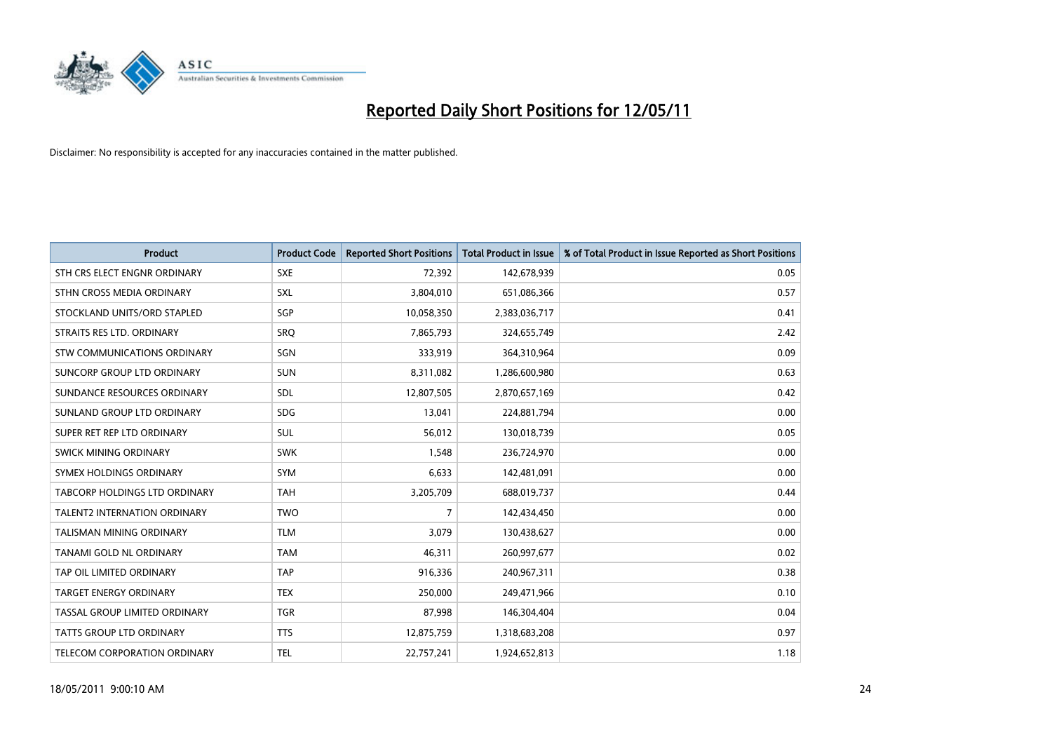# Reported Daily Short Positions for 12/05/11

Disclaimer: No responsibility is accepted for any inaccuracies contained in the matter published.

| Product | Product Code | Reported Short Positions | Total Product in Issue | % of Total Product in Issue Reported as Short Positions |
|---|---|---|---|---|
| STH CRS ELECT ENGNR ORDINARY | SXE | 72,392 | 142,678,939 | 0.05 |
| STHN CROSS MEDIA ORDINARY | SXL | 3,804,010 | 651,086,366 | 0.57 |
| STOCKLAND UNITS/ORD STAPLED | SGP | 10,058,350 | 2,383,036,717 | 0.41 |
| STRAITS RES LTD. ORDINARY | SRQ | 7,865,793 | 324,655,749 | 2.42 |
| STW COMMUNICATIONS ORDINARY | SGN | 333,919 | 364,310,964 | 0.09 |
| SUNCORP GROUP LTD ORDINARY | SUN | 8,311,082 | 1,286,600,980 | 0.63 |
| SUNDANCE RESOURCES ORDINARY | SDL | 12,807,505 | 2,870,657,169 | 0.42 |
| SUNLAND GROUP LTD ORDINARY | SDG | 13,041 | 224,881,794 | 0.00 |
| SUPER RET REP LTD ORDINARY | SUL | 56,012 | 130,018,739 | 0.05 |
| SWICK MINING ORDINARY | SWK | 1,548 | 236,724,970 | 0.00 |
| SYMEX HOLDINGS ORDINARY | SYM | 6,633 | 142,481,091 | 0.00 |
| TABCORP HOLDINGS LTD ORDINARY | TAH | 3,205,709 | 688,019,737 | 0.44 |
| TALENT2 INTERNATION ORDINARY | TWO | 7 | 142,434,450 | 0.00 |
| TALISMAN MINING ORDINARY | TLM | 3,079 | 130,438,627 | 0.00 |
| TANAMI GOLD NL ORDINARY | TAM | 46,311 | 260,997,677 | 0.02 |
| TAP OIL LIMITED ORDINARY | TAP | 916,336 | 240,967,311 | 0.38 |
| TARGET ENERGY ORDINARY | TEX | 250,000 | 249,471,966 | 0.10 |
| TASSAL GROUP LIMITED ORDINARY | TGR | 87,998 | 146,304,404 | 0.04 |
| TATTS GROUP LTD ORDINARY | TTS | 12,875,759 | 1,318,683,208 | 0.97 |
| TELECOM CORPORATION ORDINARY | TEL | 22,757,241 | 1,924,652,813 | 1.18 |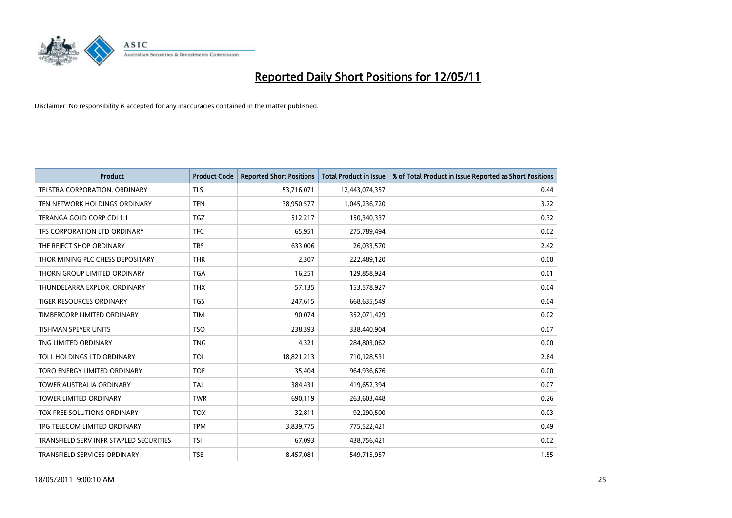# Reported Daily Short Positions for 12/05/11

Disclaimer: No responsibility is accepted for any inaccuracies contained in the matter published.

| Product | Product Code | Reported Short Positions | Total Product in Issue | % of Total Product in Issue Reported as Short Positions |
|---|---|---|---|---|
| TELSTRA CORPORATION. ORDINARY | TLS | 53,716,071 | 12,443,074,357 | 0.44 |
| TEN NETWORK HOLDINGS ORDINARY | TEN | 38,950,577 | 1,045,236,720 | 3.72 |
| TERANGA GOLD CORP CDI 1:1 | TGZ | 512,217 | 150,340,337 | 0.32 |
| TFS CORPORATION LTD ORDINARY | TFC | 65,951 | 275,789,494 | 0.02 |
| THE REJECT SHOP ORDINARY | TRS | 633,006 | 26,033,570 | 2.42 |
| THOR MINING PLC CHESS DEPOSITARY | THR | 2,307 | 222,489,120 | 0.00 |
| THORN GROUP LIMITED ORDINARY | TGA | 16,251 | 129,858,924 | 0.01 |
| THUNDELARRA EXPLOR. ORDINARY | THX | 57,135 | 153,578,927 | 0.04 |
| TIGER RESOURCES ORDINARY | TGS | 247,615 | 668,635,549 | 0.04 |
| TIMBERCORP LIMITED ORDINARY | TIM | 90,074 | 352,071,429 | 0.02 |
| TISHMAN SPEYER UNITS | TSO | 238,393 | 338,440,904 | 0.07 |
| TNG LIMITED ORDINARY | TNG | 4,321 | 284,803,062 | 0.00 |
| TOLL HOLDINGS LTD ORDINARY | TOL | 18,821,213 | 710,128,531 | 2.64 |
| TORO ENERGY LIMITED ORDINARY | TOE | 35,404 | 964,936,676 | 0.00 |
| TOWER AUSTRALIA ORDINARY | TAL | 384,431 | 419,652,394 | 0.07 |
| TOWER LIMITED ORDINARY | TWR | 690,119 | 263,603,448 | 0.26 |
| TOX FREE SOLUTIONS ORDINARY | TOX | 32,811 | 92,290,500 | 0.03 |
| TPG TELECOM LIMITED ORDINARY | TPM | 3,839,775 | 775,522,421 | 0.49 |
| TRANSFIELD SERV INFR STAPLED SECURITIES | TSI | 67,093 | 438,756,421 | 0.02 |
| TRANSFIELD SERVICES ORDINARY | TSE | 8,457,081 | 549,715,957 | 1.55 |

18/05/2011 9:00:10 AM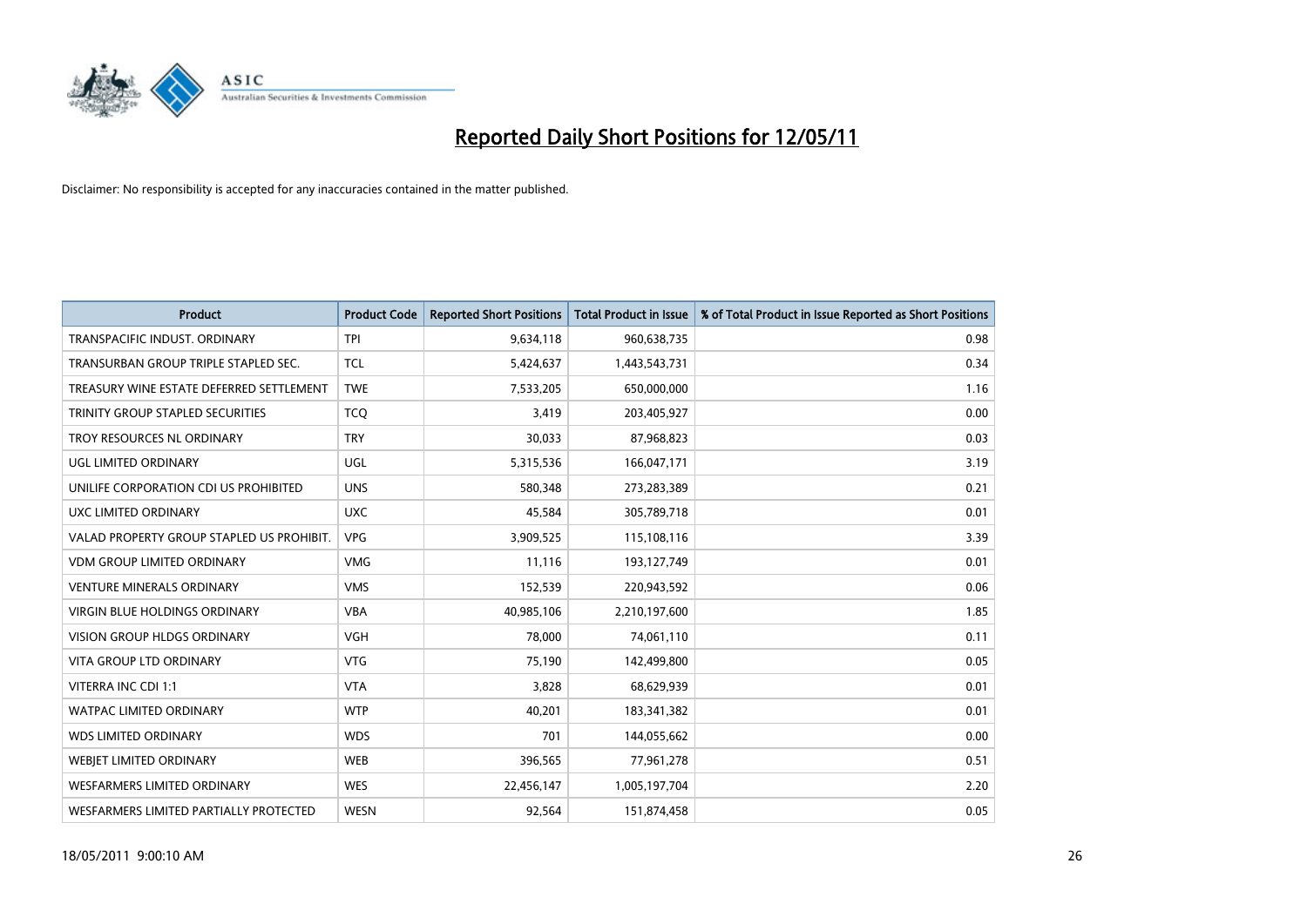# Reported Daily Short Positions for 12/05/11

Disclaimer: No responsibility is accepted for any inaccuracies contained in the matter published.

| Product | Product Code | Reported Short Positions | Total Product in Issue | % of Total Product in Issue Reported as Short Positions |
|---|---|---|---|---|
| TRANSPACIFIC INDUST. ORDINARY | TPI | 9,634,118 | 960,638,735 | 0.98 |
| TRANSURBAN GROUP TRIPLE STAPLED SEC. | TCL | 5,424,637 | 1,443,543,731 | 0.34 |
| TREASURY WINE ESTATE DEFERRED SETTLEMENT | TWE | 7,533,205 | 650,000,000 | 1.16 |
| TRINITY GROUP STAPLED SECURITIES | TCQ | 3,419 | 203,405,927 | 0.00 |
| TROY RESOURCES NL ORDINARY | TRY | 30,033 | 87,968,823 | 0.03 |
| UGL LIMITED ORDINARY | UGL | 5,315,536 | 166,047,171 | 3.19 |
| UNILIFE CORPORATION CDI US PROHIBITED | UNS | 580,348 | 273,283,389 | 0.21 |
| UXC LIMITED ORDINARY | UXC | 45,584 | 305,789,718 | 0.01 |
| VALAD PROPERTY GROUP STAPLED US PROHIBIT. | VPG | 3,909,525 | 115,108,116 | 3.39 |
| VDM GROUP LIMITED ORDINARY | VMG | 11,116 | 193,127,749 | 0.01 |
| VENTURE MINERALS ORDINARY | VMS | 152,539 | 220,943,592 | 0.06 |
| VIRGIN BLUE HOLDINGS ORDINARY | VBA | 40,985,106 | 2,210,197,600 | 1.85 |
| VISION GROUP HLDGS ORDINARY | VGH | 78,000 | 74,061,110 | 0.11 |
| VITA GROUP LTD ORDINARY | VTG | 75,190 | 142,499,800 | 0.05 |
| VITERRA INC CDI 1:1 | VTA | 3,828 | 68,629,939 | 0.01 |
| WATPAC LIMITED ORDINARY | WTP | 40,201 | 183,341,382 | 0.01 |
| WDS LIMITED ORDINARY | WDS | 701 | 144,055,662 | 0.00 |
| WEBJET LIMITED ORDINARY | WEB | 396,565 | 77,961,278 | 0.51 |
| WESFARMERS LIMITED ORDINARY | WES | 22,456,147 | 1,005,197,704 | 2.20 |
| WESFARMERS LIMITED PARTIALLY PROTECTED | WESN | 92,564 | 151,874,458 | 0.05 |

18/05/2011 9:00:10 AM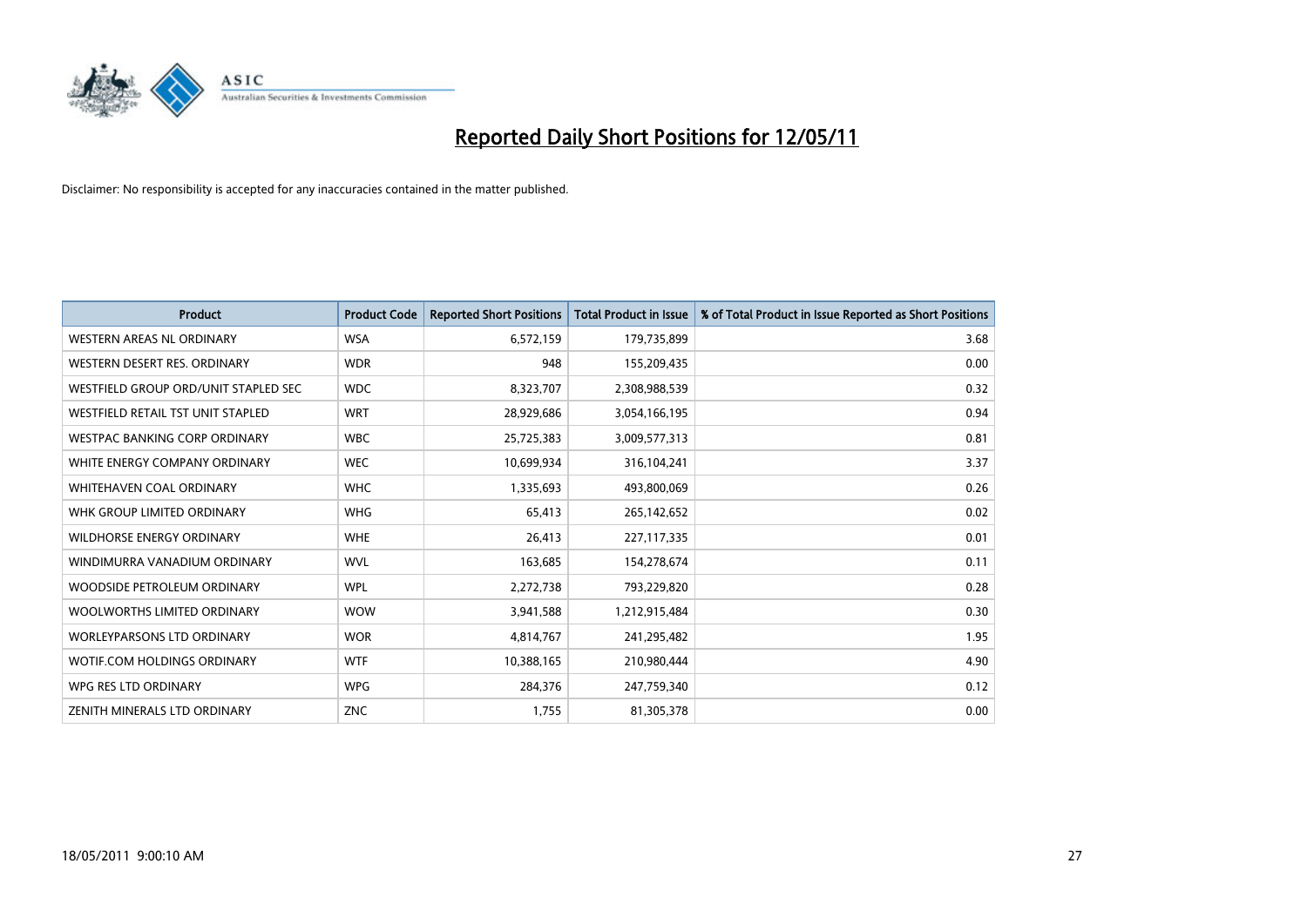# Reported Daily Short Positions for 12/05/11

Disclaimer: No responsibility is accepted for any inaccuracies contained in the matter published.

| Product | Product Code | Reported Short Positions | Total Product in Issue | % of Total Product in Issue Reported as Short Positions |
|---|---|---|---|---|
| WESTERN AREAS NL ORDINARY | WSA | 6,572,159 | 179,735,899 | 3.68 |
| WESTERN DESERT RES. ORDINARY | WDR | 948 | 155,209,435 | 0.00 |
| WESTFIELD GROUP ORD/UNIT STAPLED SEC | WDC | 8,323,707 | 2,308,988,539 | 0.32 |
| WESTFIELD RETAIL TST UNIT STAPLED | WRT | 28,929,686 | 3,054,166,195 | 0.94 |
| WESTPAC BANKING CORP ORDINARY | WBC | 25,725,383 | 3,009,577,313 | 0.81 |
| WHITE ENERGY COMPANY ORDINARY | WEC | 10,699,934 | 316,104,241 | 3.37 |
| WHITEHAVEN COAL ORDINARY | WHC | 1,335,693 | 493,800,069 | 0.26 |
| WHK GROUP LIMITED ORDINARY | WHG | 65,413 | 265,142,652 | 0.02 |
| WILDHORSE ENERGY ORDINARY | WHE | 26,413 | 227,117,335 | 0.01 |
| WINDIMURRA VANADIUM ORDINARY | WVL | 163,685 | 154,278,674 | 0.11 |
| WOODSIDE PETROLEUM ORDINARY | WPL | 2,272,738 | 793,229,820 | 0.28 |
| WOOLWORTHS LIMITED ORDINARY | WOW | 3,941,588 | 1,212,915,484 | 0.30 |
| WORLEYPARSONS LTD ORDINARY | WOR | 4,814,767 | 241,295,482 | 1.95 |
| WOTIF.COM HOLDINGS ORDINARY | WTF | 10,388,165 | 210,980,444 | 4.90 |
| WPG RES LTD ORDINARY | WPG | 284,376 | 247,759,340 | 0.12 |
| ZENITH MINERALS LTD ORDINARY | ZNC | 1,755 | 81,305,378 | 0.00 |